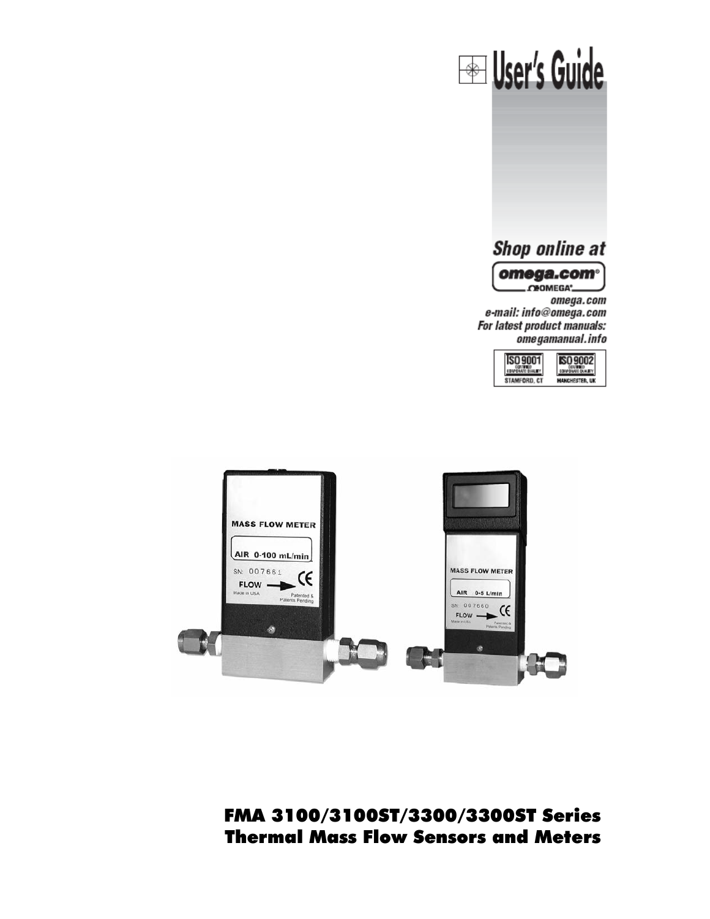# User's Guide

**Shop online at**

**omega.com®**

omega.com
e-mail: info@omega.com
For latest product manuals:
omegamanual.info

ISO 9001 CERTIFIED CORPORATE QUALITY STAMFORD, CT
ISO 9002 CERTIFIED CORPORATE QUALITY MANCHESTER, UK

MASS FLOW METER
AIR 0-100 mL/min
SN: 007661
FLOW
Made in USA
Patented & Patents Pending

MASS FLOW METER
AIR 0-5 L/min
SN: 007660
FLOW
Made in USA
Patented & Patents Pending

## FMA 3100/3100ST/3300/3300ST Series Thermal Mass Flow Sensors and Meters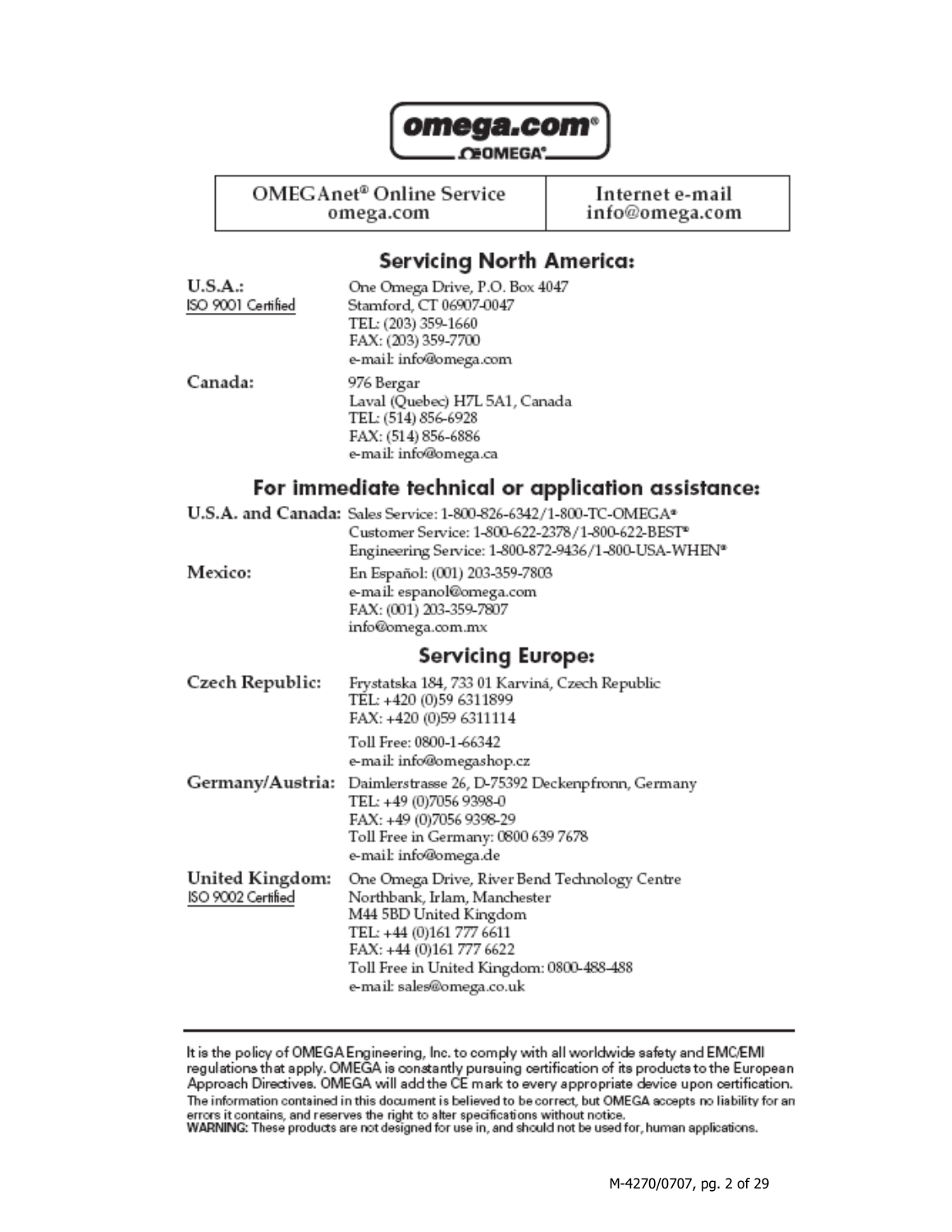**omega.com®**
**OMEGA®**

| OMEGAnet® Online Service omega.com | Internet e-mail info@omega.com |
|---|---|

## Servicing North America:

**U.S.A.:**
ISO 9001 Certified

One Omega Drive, P.O. Box 4047
Stamford, CT 06907-0047
TEL: (203) 359-1660
FAX: (203) 359-7700
e-mail: info@omega.com

**Canada:**

976 Bergar
Laval (Quebec) H7L 5A1, Canada
TEL: (514) 856-6928
FAX: (514) 856-6886
e-mail: info@omega.ca

## For immediate technical or application assistance:

**U.S.A. and Canada:**

Sales Service: 1-800-826-6342/1-800-TC-OMEGA®
Customer Service: 1-800-622-2378/1-800-622-BEST®
Engineering Service: 1-800-872-9436/1-800-USA-WHEN®

**Mexico:**

En Español: (001) 203-359-7803
e-mail: espanol@omega.com
FAX: (001) 203-359-7807
info@omega.com.mx

## Servicing Europe:

**Czech Republic:**

Frystatska 184, 733 01 Karviná, Czech Republic
TEL: +420 (0)59 6311899
FAX: +420 (0)59 6311114
Toll Free: 0800-1-66342
e-mail: info@omegashop.cz

**Germany/Austria:**

Daimlerstrasse 26, D-75392 Deckenpfronn, Germany
TEL: +49 (0)7056 9398-0
FAX: +49 (0)7056 9398-29
Toll Free in Germany: 0800 639 7678
e-mail: info@omega.de

**United Kingdom:**
ISO 9002 Certified

One Omega Drive, River Bend Technology Centre
Northbank, Irlam, Manchester
M44 5BD United Kingdom
TEL: +44 (0)161 777 6611
FAX: +44 (0)161 777 6622
Toll Free in United Kingdom: 0800-488-488
e-mail: sales@omega.co.uk

---

It is the policy of OMEGA Engineering, Inc. to comply with all worldwide safety and EMC/EMI regulations that apply. OMEGA is constantly pursuing certification of its products to the European Approach Directives. OMEGA will add the CE mark to every appropriate device upon certification.
The information contained in this document is believed to be correct, but OMEGA accepts no liability for any errors it contains, and reserves the right to alter specifications without notice.
WARNING: These products are not designed for use in, and should not be used for, human applications.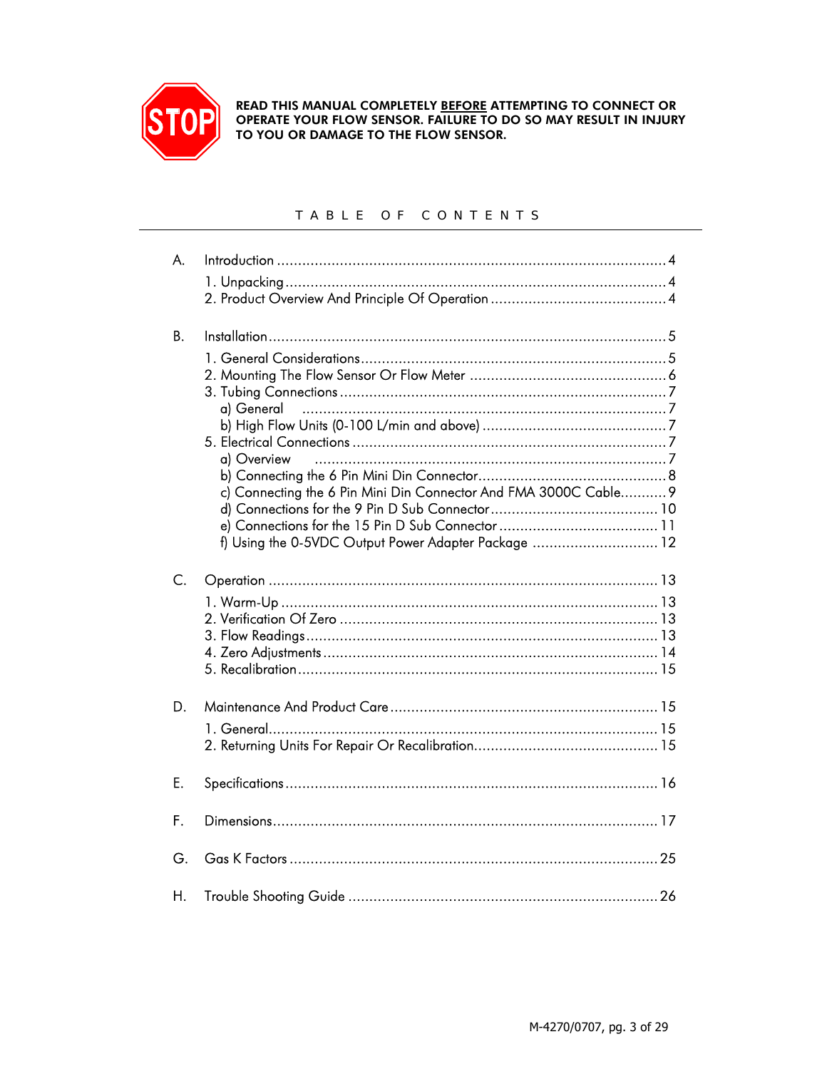**READ THIS MANUAL COMPLETELY <u>BEFORE</u> ATTEMPTING TO CONNECT OR OPERATE YOUR FLOW SENSOR. FAILURE TO DO SO MAY RESULT IN INJURY TO YOU OR DAMAGE TO THE FLOW SENSOR.**

## TABLE OF CONTENTS

A. Introduction ........................................ 4
- 1. Unpacking ........................................ 4
- 2. Product Overview And Principle Of Operation ........................................ 4

B. Installation ........................................ 5
- 1. General Considerations ........................................ 5
- 2. Mounting The Flow Sensor Or Flow Meter ........................................ 6
- 3. Tubing Connections ........................................ 7
  - a) General ........................................ 7
  - b) High Flow Units (0-100 L/min and above) ........................................ 7
- 5. Electrical Connections ........................................ 7
  - a) Overview ........................................ 7
  - b) Connecting the 6 Pin Mini Din Connector ........................................ 8
  - c) Connecting the 6 Pin Mini Din Connector And FMA 3000C Cable ........................................ 9
  - d) Connections for the 9 Pin D Sub Connector ........................................ 10
  - e) Connections for the 15 Pin D Sub Connector ........................................ 11
  - f) Using the 0-5VDC Output Power Adapter Package ........................................ 12

C. Operation ........................................ 13
- 1. Warm-Up ........................................ 13
- 2. Verification Of Zero ........................................ 13
- 3. Flow Readings ........................................ 13
- 4. Zero Adjustments ........................................ 14
- 5. Recalibration ........................................ 15

D. Maintenance And Product Care ........................................ 15
- 1. General ........................................ 15
- 2. Returning Units For Repair Or Recalibration ........................................ 15

E. Specifications ........................................ 16

F. Dimensions ........................................ 17

G. Gas K Factors ........................................ 25

H. Trouble Shooting Guide ........................................ 26

M-4270/0707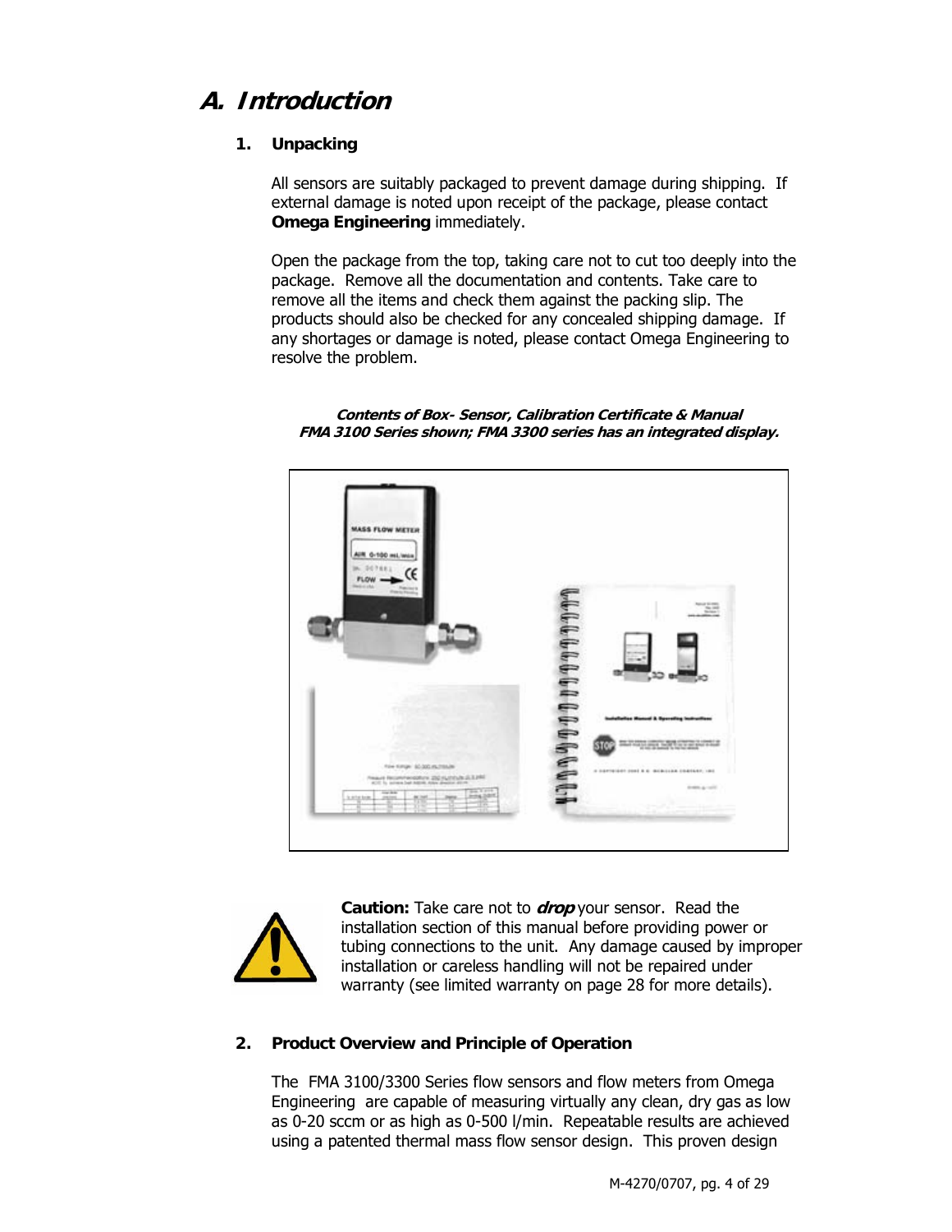# A. Introduction

## 1. Unpacking

All sensors are suitably packaged to prevent damage during shipping. If external damage is noted upon receipt of the package, please contact **Omega Engineering** immediately.

Open the package from the top, taking care not to cut too deeply into the package. Remove all the documentation and contents. Take care to remove all the items and check them against the packing slip. The products should also be checked for any concealed shipping damage. If any shortages or damage is noted, please contact Omega Engineering to resolve the problem.

***Contents of Box- Sensor, Calibration Certificate & Manual***
***FMA 3100 Series shown; FMA 3300 series has an integrated display.***

**Caution:** Take care not to ***drop*** your sensor. Read the installation section of this manual before providing power or tubing connections to the unit. Any damage caused by improper installation or careless handling will not be repaired under warranty (see limited warranty on page 28 for more details).

## 2. Product Overview and Principle of Operation

The FMA 3100/3300 Series flow sensors and flow meters from Omega Engineering are capable of measuring virtually any clean, dry gas as low as 0-20 sccm or as high as 0-500 l/min. Repeatable results are achieved using a patented thermal mass flow sensor design. This proven design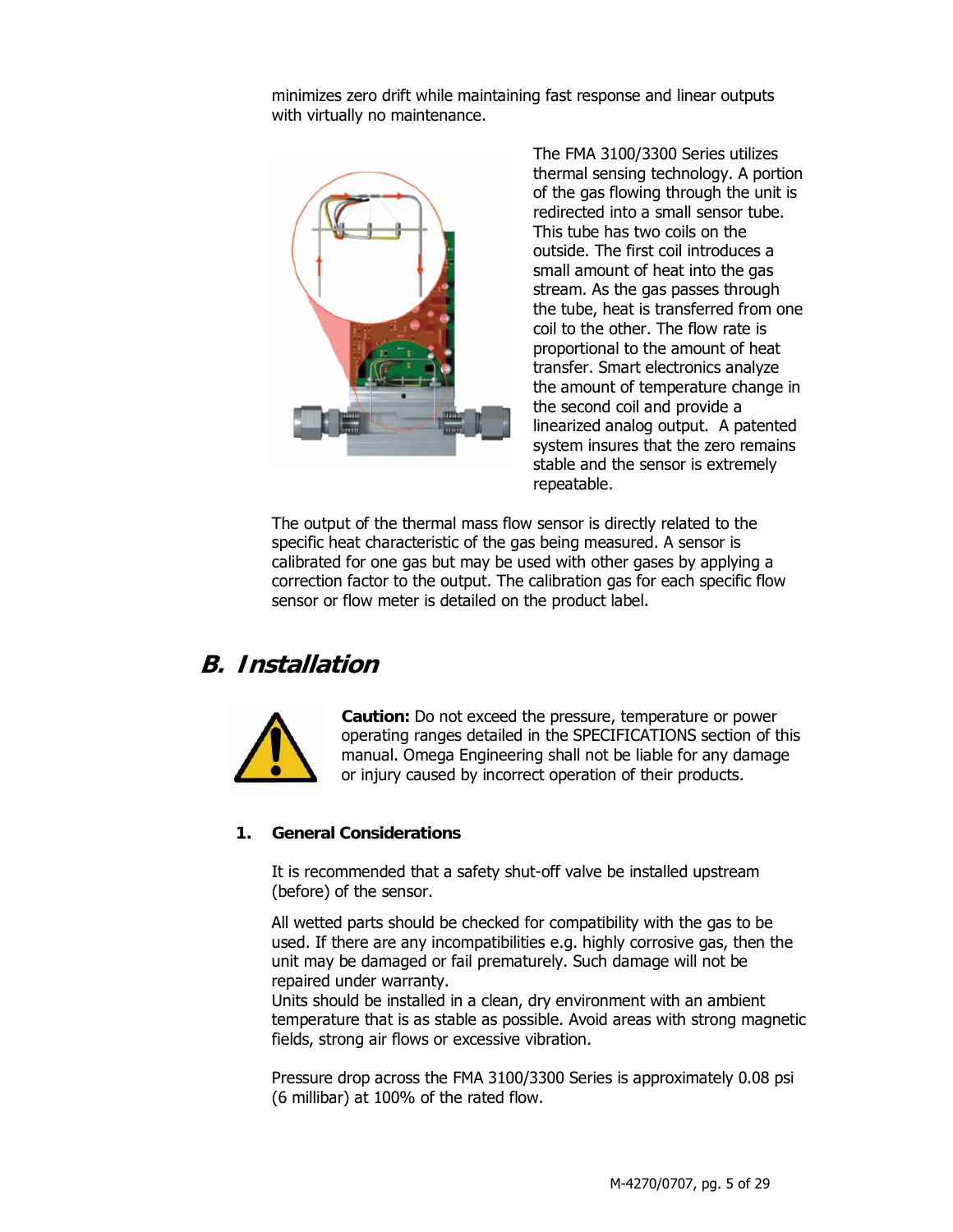minimizes zero drift while maintaining fast response and linear outputs with virtually no maintenance.

The FMA 3100/3300 Series utilizes thermal sensing technology. A portion of the gas flowing through the unit is redirected into a small sensor tube. This tube has two coils on the outside. The first coil introduces a small amount of heat into the gas stream. As the gas passes through the tube, heat is transferred from one coil to the other. The flow rate is proportional to the amount of heat transfer. Smart electronics analyze the amount of temperature change in the second coil and provide a linearized analog output. A patented system insures that the zero remains stable and the sensor is extremely repeatable.

The output of the thermal mass flow sensor is directly related to the specific heat characteristic of the gas being measured. A sensor is calibrated for one gas but may be used with other gases by applying a correction factor to the output. The calibration gas for each specific flow sensor or flow meter is detailed on the product label.

## B. Installation

**Caution:** Do not exceed the pressure, temperature or power operating ranges detailed in the SPECIFICATIONS section of this manual. Omega Engineering shall not be liable for any damage or injury caused by incorrect operation of their products.

### 1. General Considerations

It is recommended that a safety shut-off valve be installed upstream (before) of the sensor.

All wetted parts should be checked for compatibility with the gas to be used. If there are any incompatibilities e.g. highly corrosive gas, then the unit may be damaged or fail prematurely. Such damage will not be repaired under warranty.
Units should be installed in a clean, dry environment with an ambient temperature that is as stable as possible. Avoid areas with strong magnetic fields, strong air flows or excessive vibration.

Pressure drop across the FMA 3100/3300 Series is approximately 0.08 psi (6 millibar) at 100% of the rated flow.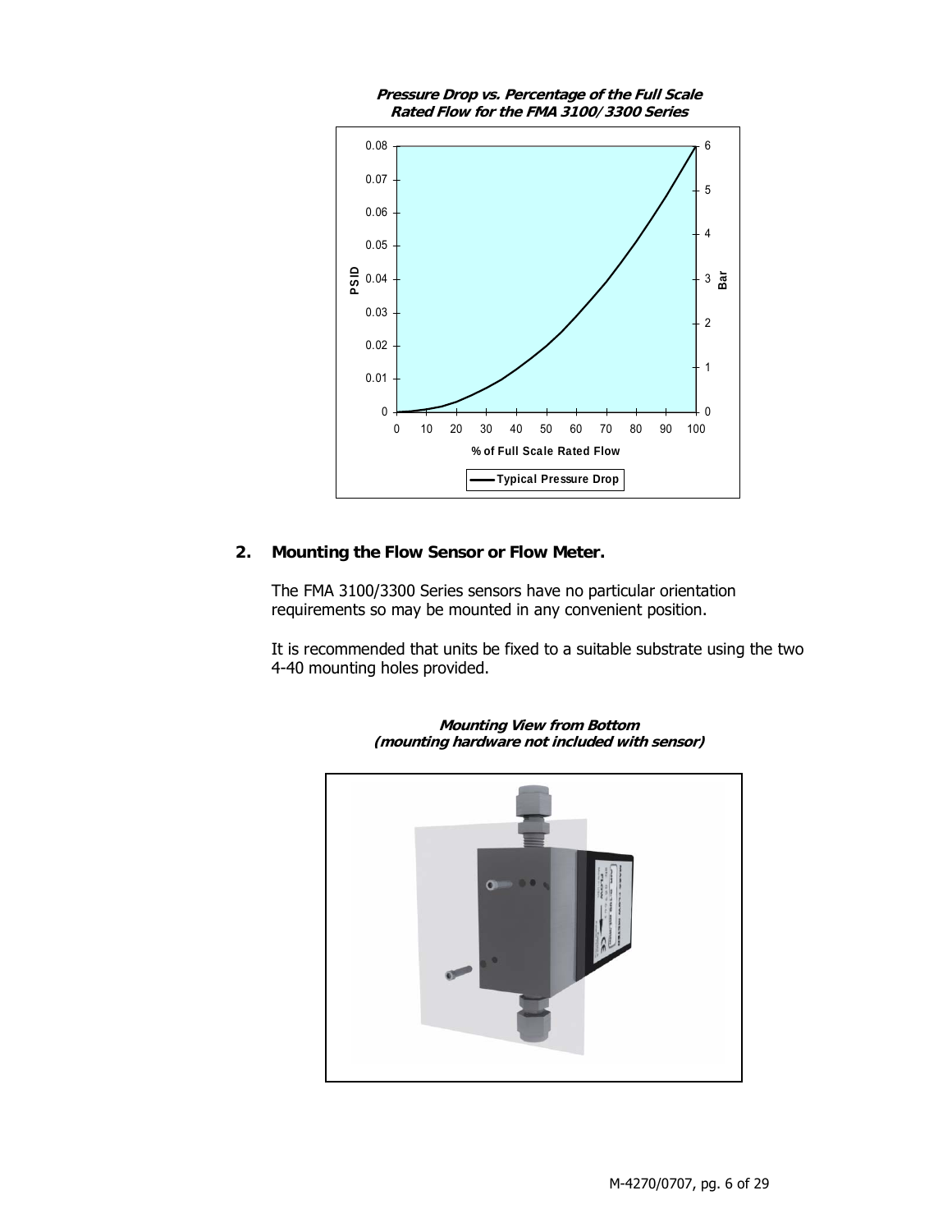***Pressure Drop vs. Percentage of the Full Scale Rated Flow for the FMA 3100/3300 Series***

## 2. Mounting the Flow Sensor or Flow Meter.

The FMA 3100/3300 Series sensors have no particular orientation requirements so may be mounted in any convenient position.

It is recommended that units be fixed to a suitable substrate using the two 4-40 mounting holes provided.

***Mounting View from Bottom (mounting hardware not included with sensor)***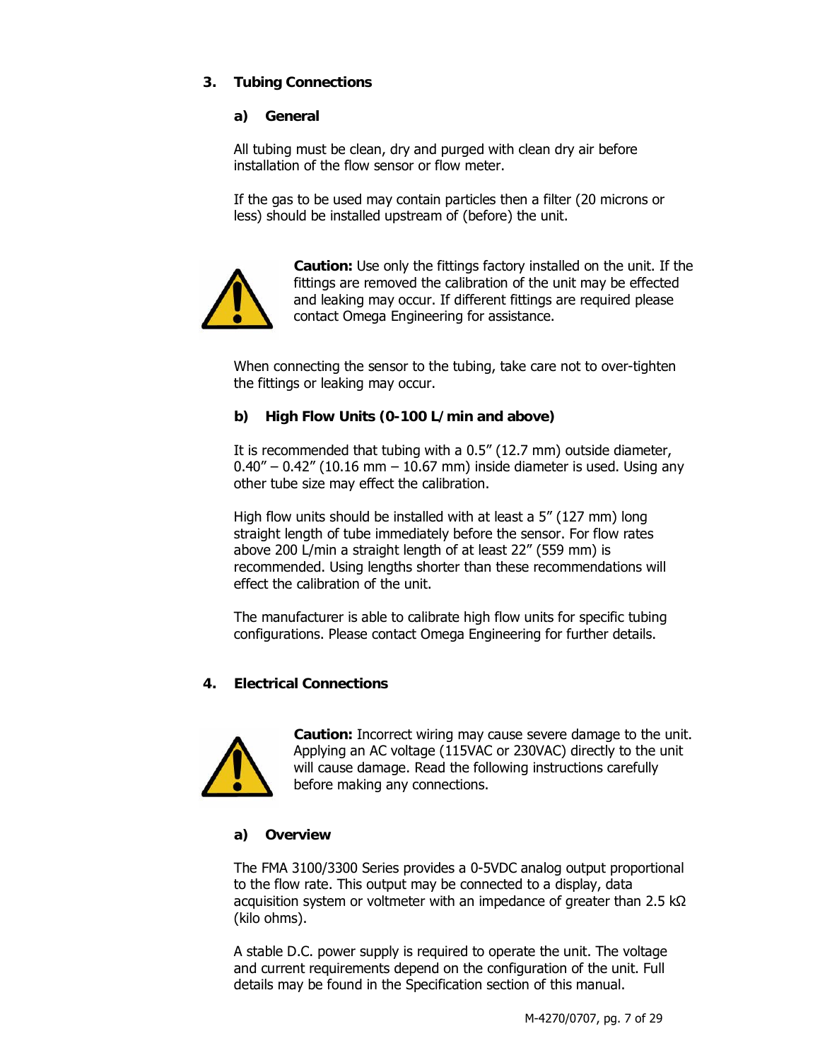## 3. Tubing Connections

### a) General

All tubing must be clean, dry and purged with clean dry air before installation of the flow sensor or flow meter.

If the gas to be used may contain particles then a filter (20 microns or less) should be installed upstream of (before) the unit.

**Caution:** Use only the fittings factory installed on the unit. If the fittings are removed the calibration of the unit may be effected and leaking may occur. If different fittings are required please contact Omega Engineering for assistance.

When connecting the sensor to the tubing, take care not to over-tighten the fittings or leaking may occur.

### b) High Flow Units (0-100 L/min and above)

It is recommended that tubing with a 0.5" (12.7 mm) outside diameter, 0.40" – 0.42" (10.16 mm – 10.67 mm) inside diameter is used. Using any other tube size may effect the calibration.

High flow units should be installed with at least a 5" (127 mm) long straight length of tube immediately before the sensor. For flow rates above 200 L/min a straight length of at least 22" (559 mm) is recommended. Using lengths shorter than these recommendations will effect the calibration of the unit.

The manufacturer is able to calibrate high flow units for specific tubing configurations. Please contact Omega Engineering for further details.

## 4. Electrical Connections

**Caution:** Incorrect wiring may cause severe damage to the unit. Applying an AC voltage (115VAC or 230VAC) directly to the unit will cause damage. Read the following instructions carefully before making any connections.

### a) Overview

The FMA 3100/3300 Series provides a 0-5VDC analog output proportional to the flow rate. This output may be connected to a display, data acquisition system or voltmeter with an impedance of greater than 2.5 kΩ (kilo ohms).

A stable D.C. power supply is required to operate the unit. The voltage and current requirements depend on the configuration of the unit. Full details may be found in the Specification section of this manual.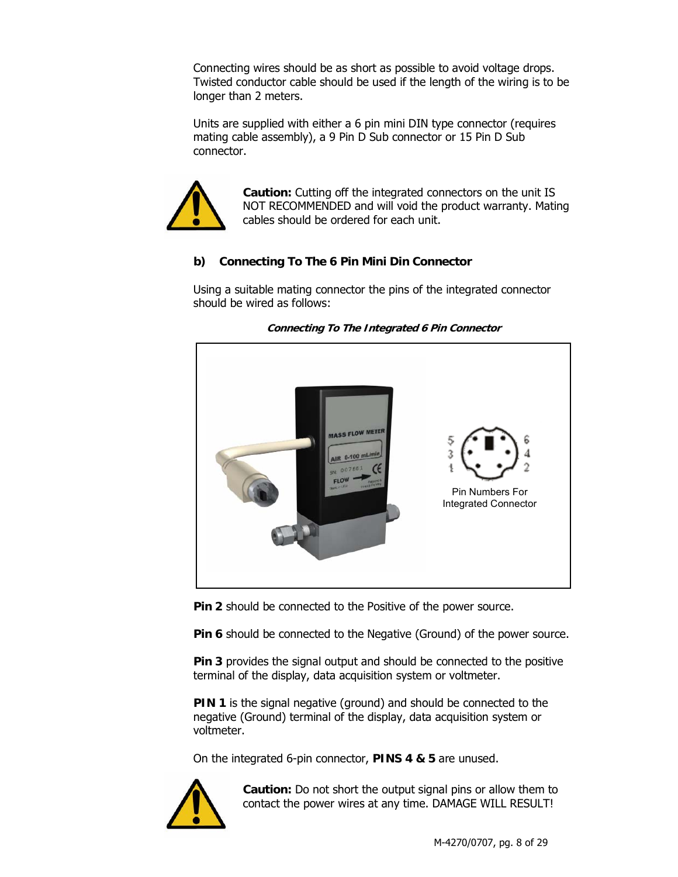Connecting wires should be as short as possible to avoid voltage drops. Twisted conductor cable should be used if the length of the wiring is to be longer than 2 meters.

Units are supplied with either a 6 pin mini DIN type connector (requires mating cable assembly), a 9 Pin D Sub connector or 15 Pin D Sub connector.

**Caution:** Cutting off the integrated connectors on the unit IS NOT RECOMMENDED and will void the product warranty. Mating cables should be ordered for each unit.

### b) Connecting To The 6 Pin Mini Din Connector

Using a suitable mating connector the pins of the integrated connector should be wired as follows:

***Connecting To The Integrated 6 Pin Connector***

Pin Numbers For Integrated Connector

**Pin 2** should be connected to the Positive of the power source.

**Pin 6** should be connected to the Negative (Ground) of the power source.

**Pin 3** provides the signal output and should be connected to the positive terminal of the display, data acquisition system or voltmeter.

**PIN 1** is the signal negative (ground) and should be connected to the negative (Ground) terminal of the display, data acquisition system or voltmeter.

On the integrated 6-pin connector, **PINS 4 & 5** are unused.

**Caution:** Do not short the output signal pins or allow them to contact the power wires at any time. DAMAGE WILL RESULT!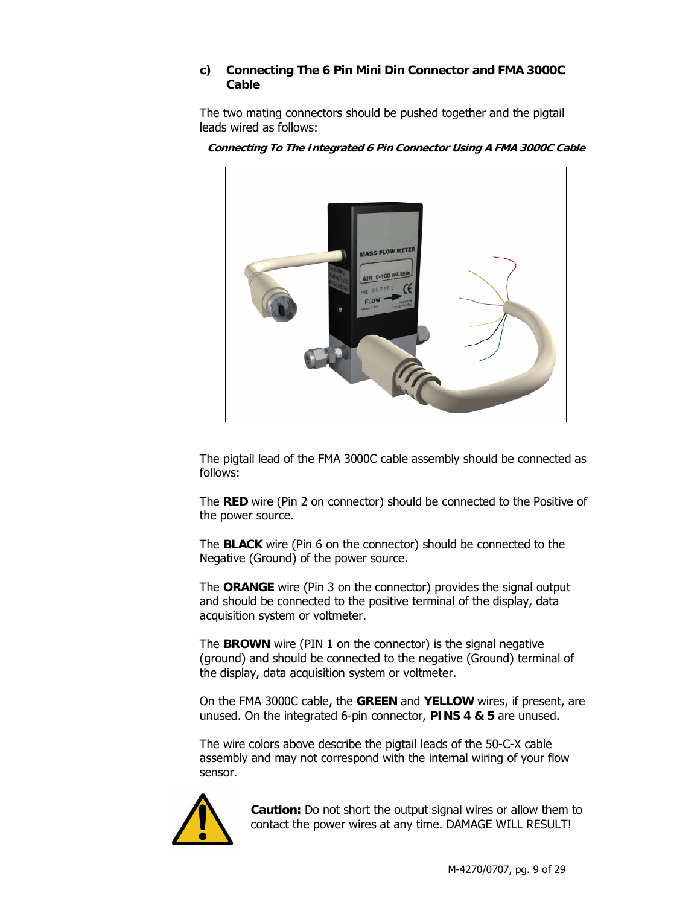### c) Connecting The 6 Pin Mini Din Connector and FMA 3000C Cable

The two mating connectors should be pushed together and the pigtail leads wired as follows:

***Connecting To The Integrated 6 Pin Connector Using A FMA 3000C Cable***

The pigtail lead of the FMA 3000C cable assembly should be connected as follows:

The **RED** wire (Pin 2 on connector) should be connected to the Positive of the power source.

The **BLACK** wire (Pin 6 on the connector) should be connected to the Negative (Ground) of the power source.

The **ORANGE** wire (Pin 3 on the connector) provides the signal output and should be connected to the positive terminal of the display, data acquisition system or voltmeter.

The **BROWN** wire (PIN 1 on the connector) is the signal negative (ground) and should be connected to the negative (Ground) terminal of the display, data acquisition system or voltmeter.

On the FMA 3000C cable, the **GREEN** and **YELLOW** wires, if present, are unused. On the integrated 6-pin connector, **PINS 4 & 5** are unused.

The wire colors above describe the pigtail leads of the 50-C-X cable assembly and may not correspond with the internal wiring of your flow sensor.

**Caution:** Do not short the output signal wires or allow them to contact the power wires at any time. DAMAGE WILL RESULT!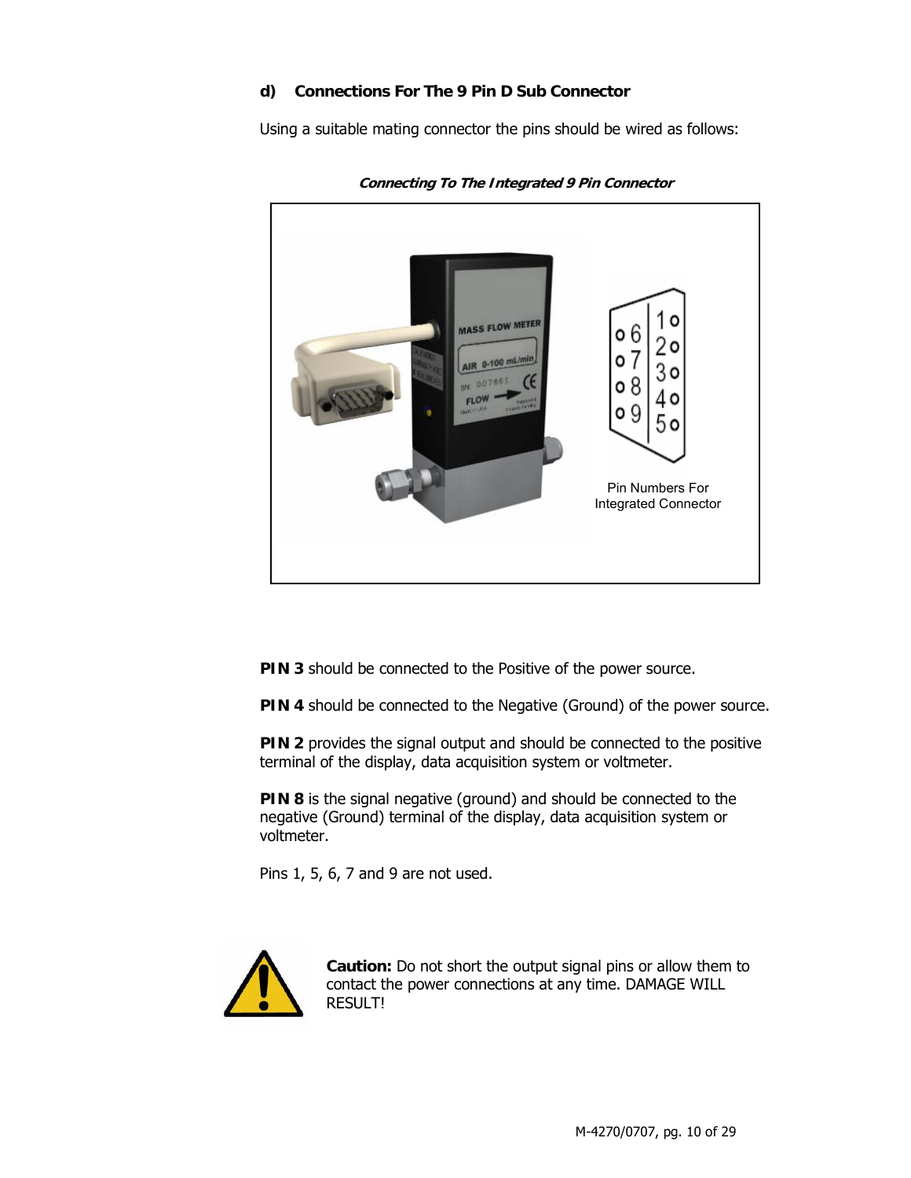### d) Connections For The 9 Pin D Sub Connector

Using a suitable mating connector the pins should be wired as follows:

***Connecting To The Integrated 9 Pin Connector***

Pin Numbers For Integrated Connector

**PIN 3** should be connected to the Positive of the power source.

**PIN 4** should be connected to the Negative (Ground) of the power source.

**PIN 2** provides the signal output and should be connected to the positive terminal of the display, data acquisition system or voltmeter.

**PIN 8** is the signal negative (ground) and should be connected to the negative (Ground) terminal of the display, data acquisition system or voltmeter.

Pins 1, 5, 6, 7 and 9 are not used.

**Caution:** Do not short the output signal pins or allow them to contact the power connections at any time. DAMAGE WILL RESULT!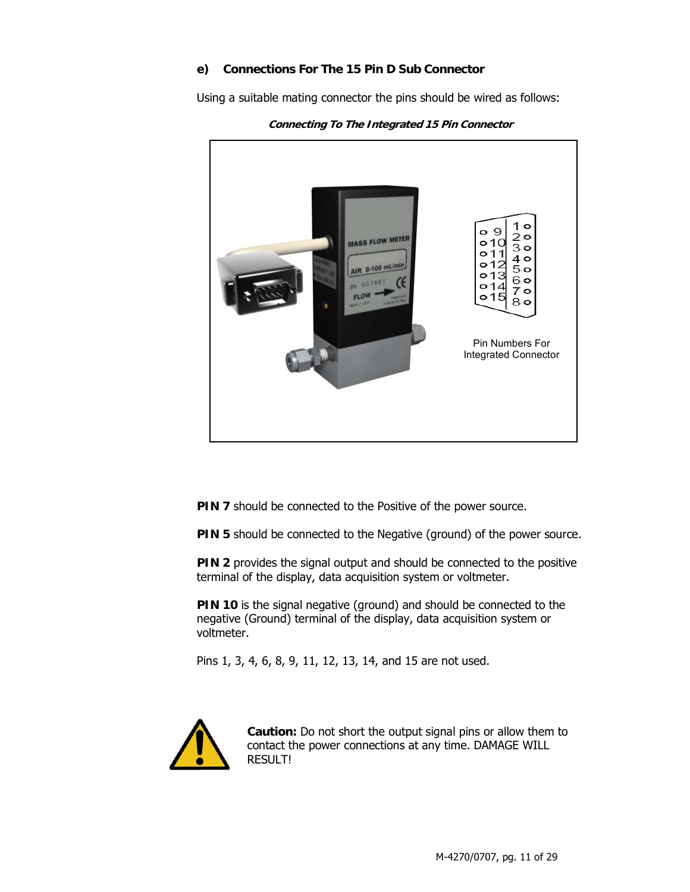### e) Connections For The 15 Pin D Sub Connector

Using a suitable mating connector the pins should be wired as follows:

***Connecting To The Integrated 15 Pin Connector***

Pin Numbers For Integrated Connector

**PIN 7** should be connected to the Positive of the power source.

**PIN 5** should be connected to the Negative (ground) of the power source.

**PIN 2** provides the signal output and should be connected to the positive terminal of the display, data acquisition system or voltmeter.

**PIN 10** is the signal negative (ground) and should be connected to the negative (Ground) terminal of the display, data acquisition system or voltmeter.

Pins 1, 3, 4, 6, 8, 9, 11, 12, 13, 14, and 15 are not used.

**Caution:** Do not short the output signal pins or allow them to contact the power connections at any time. DAMAGE WILL RESULT!

M-4270/0707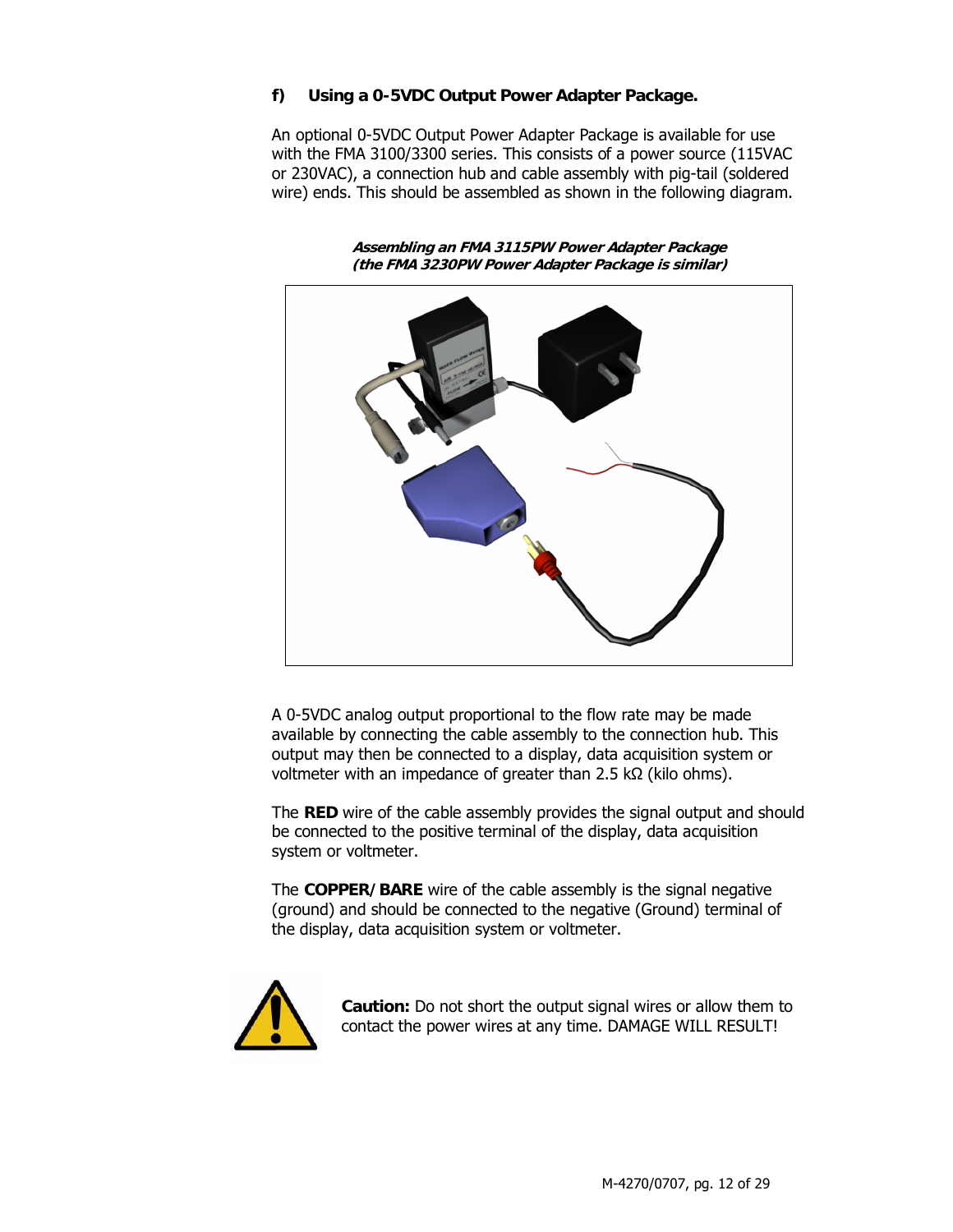### f) Using a 0-5VDC Output Power Adapter Package.

An optional 0-5VDC Output Power Adapter Package is available for use with the FMA 3100/3300 series. This consists of a power source (115VAC or 230VAC), a connection hub and cable assembly with pig-tail (soldered wire) ends. This should be assembled as shown in the following diagram.

***Assembling an FMA 3115PW Power Adapter Package (the FMA 3230PW Power Adapter Package is similar)***

A 0-5VDC analog output proportional to the flow rate may be made available by connecting the cable assembly to the connection hub. This output may then be connected to a display, data acquisition system or voltmeter with an impedance of greater than 2.5 kΩ (kilo ohms).

The **RED** wire of the cable assembly provides the signal output and should be connected to the positive terminal of the display, data acquisition system or voltmeter.

The **COPPER/BARE** wire of the cable assembly is the signal negative (ground) and should be connected to the negative (Ground) terminal of the display, data acquisition system or voltmeter.

**Caution:** Do not short the output signal wires or allow them to contact the power wires at any time. DAMAGE WILL RESULT!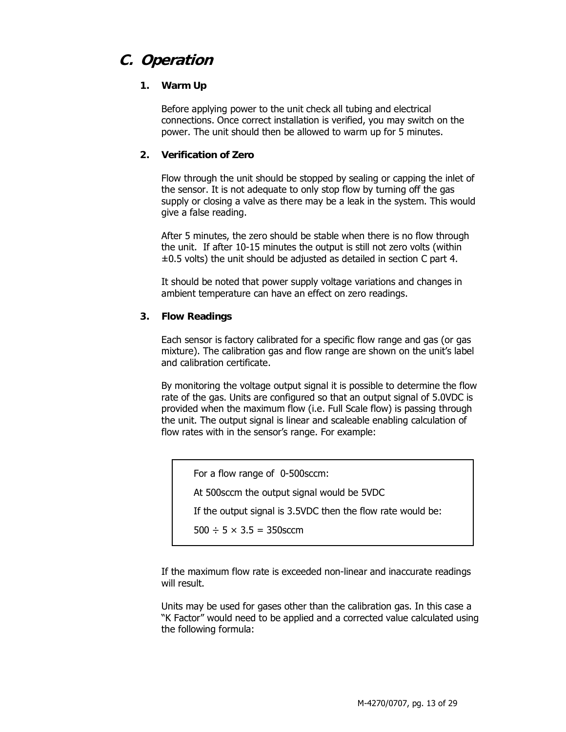## C. Operation

### 1. Warm Up

Before applying power to the unit check all tubing and electrical connections. Once correct installation is verified, you may switch on the power. The unit should then be allowed to warm up for 5 minutes.

### 2. Verification of Zero

Flow through the unit should be stopped by sealing or capping the inlet of the sensor. It is not adequate to only stop flow by turning off the gas supply or closing a valve as there may be a leak in the system. This would give a false reading.

After 5 minutes, the zero should be stable when there is no flow through the unit. If after 10-15 minutes the output is still not zero volts (within ±0.5 volts) the unit should be adjusted as detailed in section C part 4.

It should be noted that power supply voltage variations and changes in ambient temperature can have an effect on zero readings.

### 3. Flow Readings

Each sensor is factory calibrated for a specific flow range and gas (or gas mixture). The calibration gas and flow range are shown on the unit's label and calibration certificate.

By monitoring the voltage output signal it is possible to determine the flow rate of the gas. Units are configured so that an output signal of 5.0VDC is provided when the maximum flow (i.e. Full Scale flow) is passing through the unit. The output signal is linear and scaleable enabling calculation of flow rates with in the sensor's range. For example:

> For a flow range of 0-500sccm:
>
> At 500sccm the output signal would be 5VDC
>
> If the output signal is 3.5VDC then the flow rate would be:
>
> $500 \div 5 \times 3.5 = 350$sccm

If the maximum flow rate is exceeded non-linear and inaccurate readings will result.

Units may be used for gases other than the calibration gas. In this case a "K Factor" would need to be applied and a corrected value calculated using the following formula: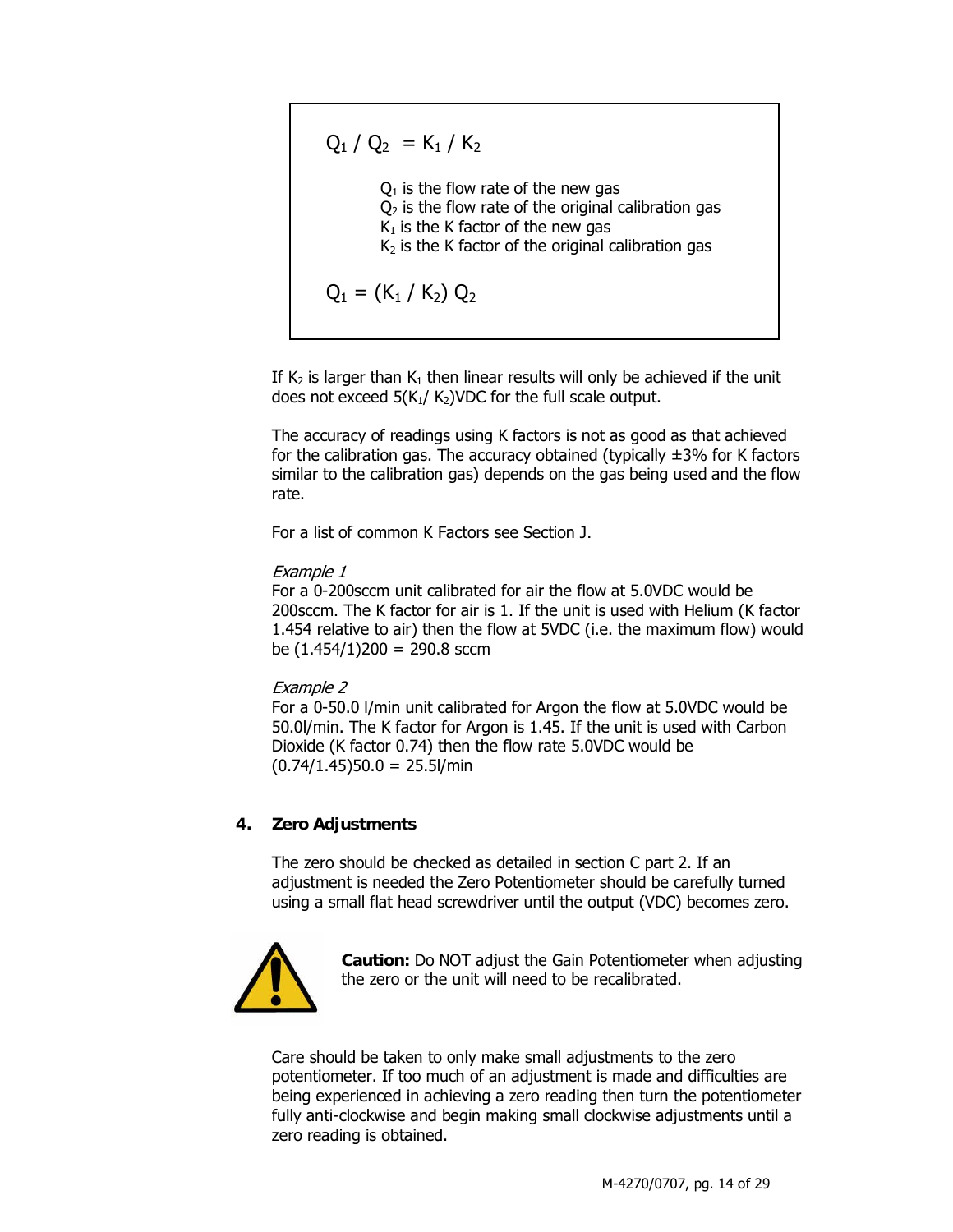$$Q_1 / Q_2 = K_1 / K_2$$

$Q_1$ is the flow rate of the new gas
$Q_2$ is the flow rate of the original calibration gas
$K_1$ is the K factor of the new gas
$K_2$ is the K factor of the original calibration gas

$$Q_1 = (K_1 / K_2)\, Q_2$$

If $K_2$ is larger than $K_1$ then linear results will only be achieved if the unit does not exceed $5(K_1/ K_2)$VDC for the full scale output.

The accuracy of readings using K factors is not as good as that achieved for the calibration gas. The accuracy obtained (typically ±3% for K factors similar to the calibration gas) depends on the gas being used and the flow rate.

For a list of common K Factors see Section J.

*Example 1*
For a 0-200sccm unit calibrated for air the flow at 5.0VDC would be 200sccm. The K factor for air is 1. If the unit is used with Helium (K factor 1.454 relative to air) then the flow at 5VDC (i.e. the maximum flow) would be (1.454/1)200 = 290.8 sccm

*Example 2*
For a 0-50.0 l/min unit calibrated for Argon the flow at 5.0VDC would be 50.0l/min. The K factor for Argon is 1.45. If the unit is used with Carbon Dioxide (K factor 0.74) then the flow rate 5.0VDC would be (0.74/1.45)50.0 = 25.5l/min

## 4. Zero Adjustments

The zero should be checked as detailed in section C part 2. If an adjustment is needed the Zero Potentiometer should be carefully turned using a small flat head screwdriver until the output (VDC) becomes zero.

**Caution:** Do NOT adjust the Gain Potentiometer when adjusting the zero or the unit will need to be recalibrated.

Care should be taken to only make small adjustments to the zero potentiometer. If too much of an adjustment is made and difficulties are being experienced in achieving a zero reading then turn the potentiometer fully anti-clockwise and begin making small clockwise adjustments until a zero reading is obtained.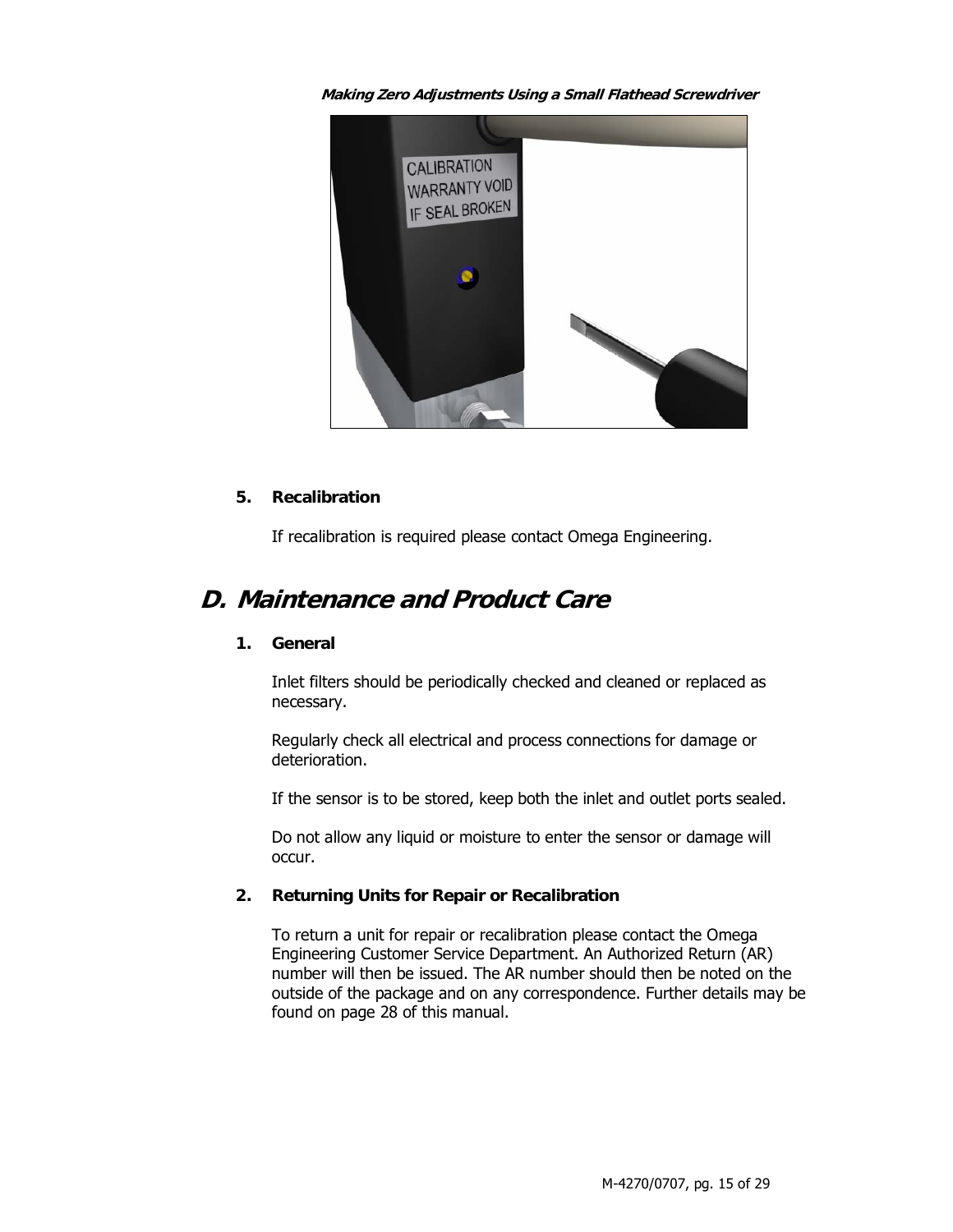***Making Zero Adjustments Using a Small Flathead Screwdriver***

### 5. Recalibration

If recalibration is required please contact Omega Engineering.

## D. Maintenance and Product Care

### 1. General

Inlet filters should be periodically checked and cleaned or replaced as necessary.

Regularly check all electrical and process connections for damage or deterioration.

If the sensor is to be stored, keep both the inlet and outlet ports sealed.

Do not allow any liquid or moisture to enter the sensor or damage will occur.

### 2. Returning Units for Repair or Recalibration

To return a unit for repair or recalibration please contact the Omega Engineering Customer Service Department. An Authorized Return (AR) number will then be issued. The AR number should then be noted on the outside of the package and on any correspondence. Further details may be found on page 28 of this manual.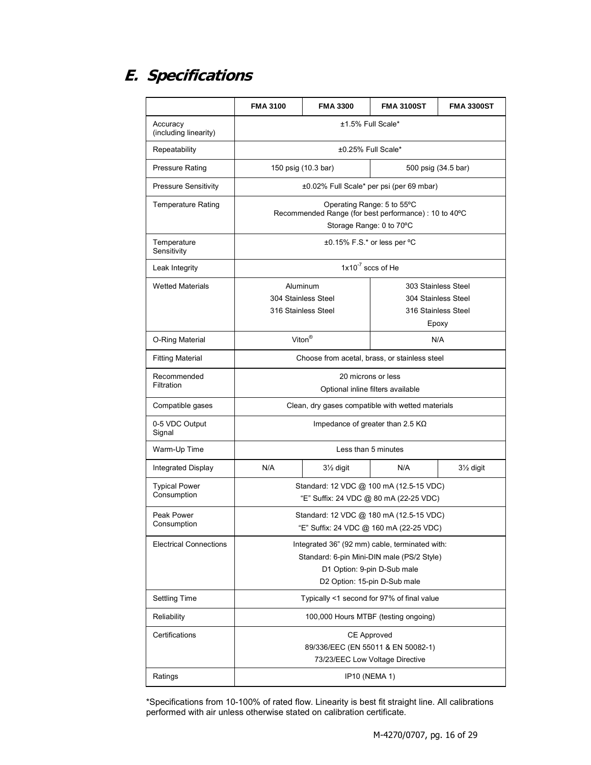## E. Specifications

| | FMA 3100 | FMA 3300 | FMA 3100ST | FMA 3300ST |
|---|---|---|---|---|
| Accuracy (including linearity) | ±1.5% Full Scale* | | | |
| Repeatability | ±0.25% Full Scale* | | | |
| Pressure Rating | 150 psig (10.3 bar) | | 500 psig (34.5 bar) | |
| Pressure Sensitivity | ±0.02% Full Scale* per psi (per 69 mbar) | | | |
| Temperature Rating | Operating Range: 5 to 55ºC<br>Recommended Range (for best performance) : 10 to 40ºC<br>Storage Range: 0 to 70ºC | | | |
| Temperature Sensitivity | ±0.15% F.S.* or less per ºC | | | |
| Leak Integrity | $1x10^{-7}$ sccs of He | | | |
| Wetted Materials | Aluminum<br>304 Stainless Steel<br>316 Stainless Steel | | 303 Stainless Steel<br>304 Stainless Steel<br>316 Stainless Steel<br>Epoxy | |
| O-Ring Material | Viton® | | N/A | |
| Fitting Material | Choose from acetal, brass, or stainless steel | | | |
| Recommended Filtration | 20 microns or less<br>Optional inline filters available | | | |
| Compatible gases | Clean, dry gases compatible with wetted materials | | | |
| 0-5 VDC Output Signal | Impedance of greater than 2.5 KΩ | | | |
| Warm-Up Time | Less than 5 minutes | | | |
| Integrated Display | N/A | 3½ digit | N/A | 3½ digit |
| Typical Power Consumption | Standard: 12 VDC @ 100 mA (12.5-15 VDC)<br>"E" Suffix: 24 VDC @ 80 mA (22-25 VDC) | | | |
| Peak Power Consumption | Standard: 12 VDC @ 180 mA (12.5-15 VDC)<br>"E" Suffix: 24 VDC @ 160 mA (22-25 VDC) | | | |
| Electrical Connections | Integrated 36" (92 mm) cable, terminated with:<br>Standard: 6-pin Mini-DIN male (PS/2 Style)<br>D1 Option: 9-pin D-Sub male<br>D2 Option: 15-pin D-Sub male | | | |
| Settling Time | Typically <1 second for 97% of final value | | | |
| Reliability | 100,000 Hours MTBF (testing ongoing) | | | |
| Certifications | CE Approved<br>89/336/EEC (EN 55011 & EN 50082-1)<br>73/23/EEC Low Voltage Directive | | | |
| Ratings | IP10 (NEMA 1) | | | |

*Specifications from 10-100% of rated flow. Linearity is best fit straight line. All calibrations performed with air unless otherwise stated on calibration certificate.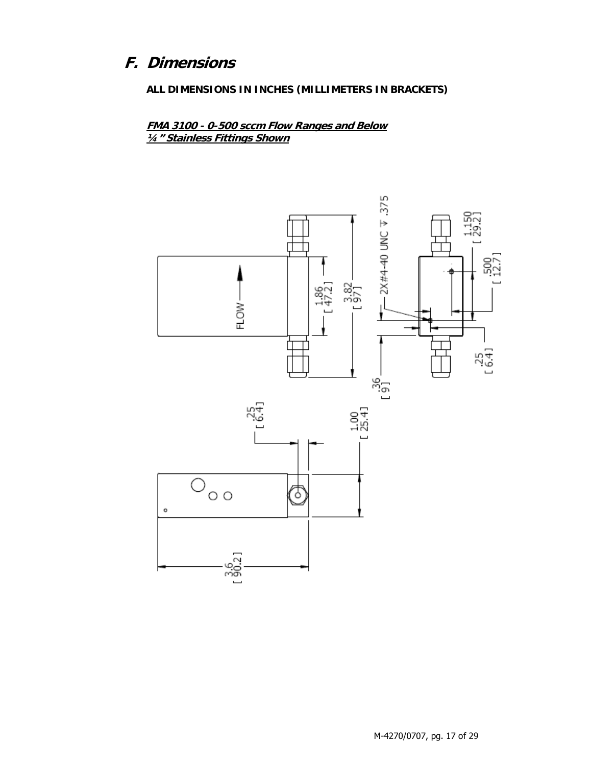## F. Dimensions

**ALL DIMENSIONS IN INCHES (MILLIMETERS IN BRACKETS)**

***FMA 3100 - 0-500 sccm Flow Ranges and Below***
***¼" Stainless Fittings Shown***

FLOW

1.86 [ 47.2 ]

3.82 [ 97 ]

2X#4-40 UNC ⊽ .375

1.150 [ 29.2 ]

.500 [ 12.7 ]

.36 [ 9 ]

.25 [ 6.4 ]

.25 [ 6.4 ]

1.00 [ 25.4 ]

3.6 [ 90.2 ]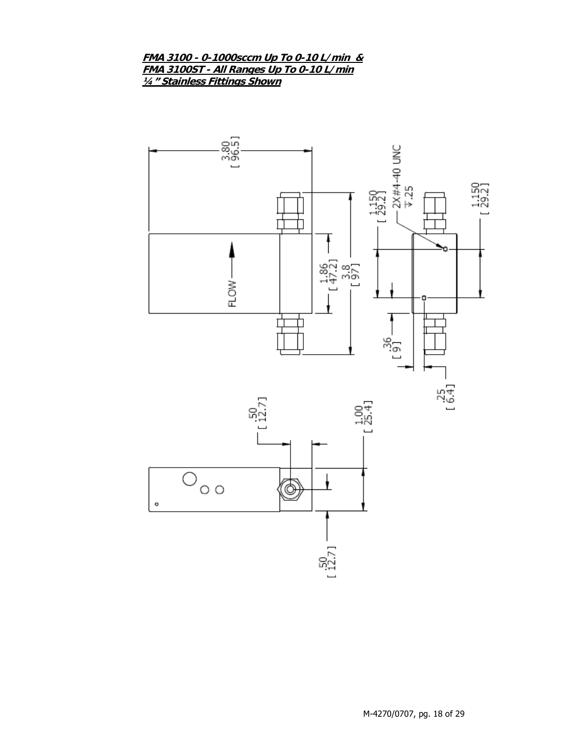**FMA 3100 - 0-1000sccm Up To 0-10 L/min &**
**FMA 3100ST - All Ranges Up To 0-10 L/min**
**¼" Stainless Fittings Shown**

3.80 [96.5]

1.86 [47.2]

3.8 [97]

FLOW

1.150 [29.2]

2X#4-40 UNC ⊽.25

1.150 [29.2]

.36 [9]

.25 [6.4]

.50 [12.7]

1.00 [25.4]

.50 [12.7]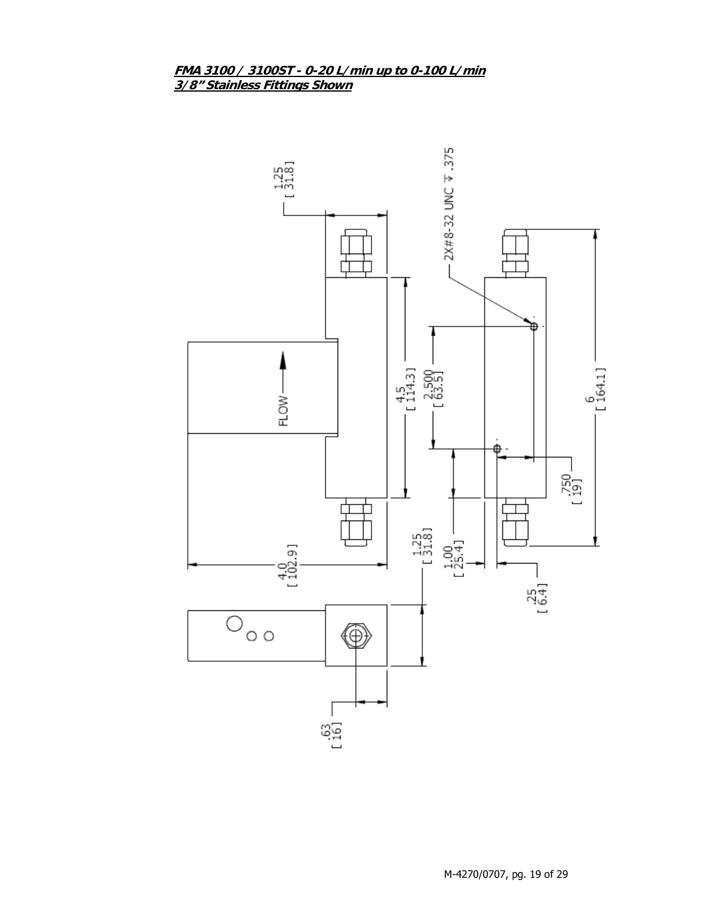**FMA 3100 / 3100ST - 0-20 L/min up to 0-100 L/min**
**3/8" Stainless Fittings Shown**

1.25
[ 31.8]

2X#8-32 UNC ⊽ .375

FLOW

4.5
[ 114.3]

2.500
[ 63.5]

6
[ 164.1]

.750
[ 19]

4.0
[ 102.9]

1.25
[ 31.8]

1.00
[ 25.4]

.25
[ 6.4]

.63
[ 16]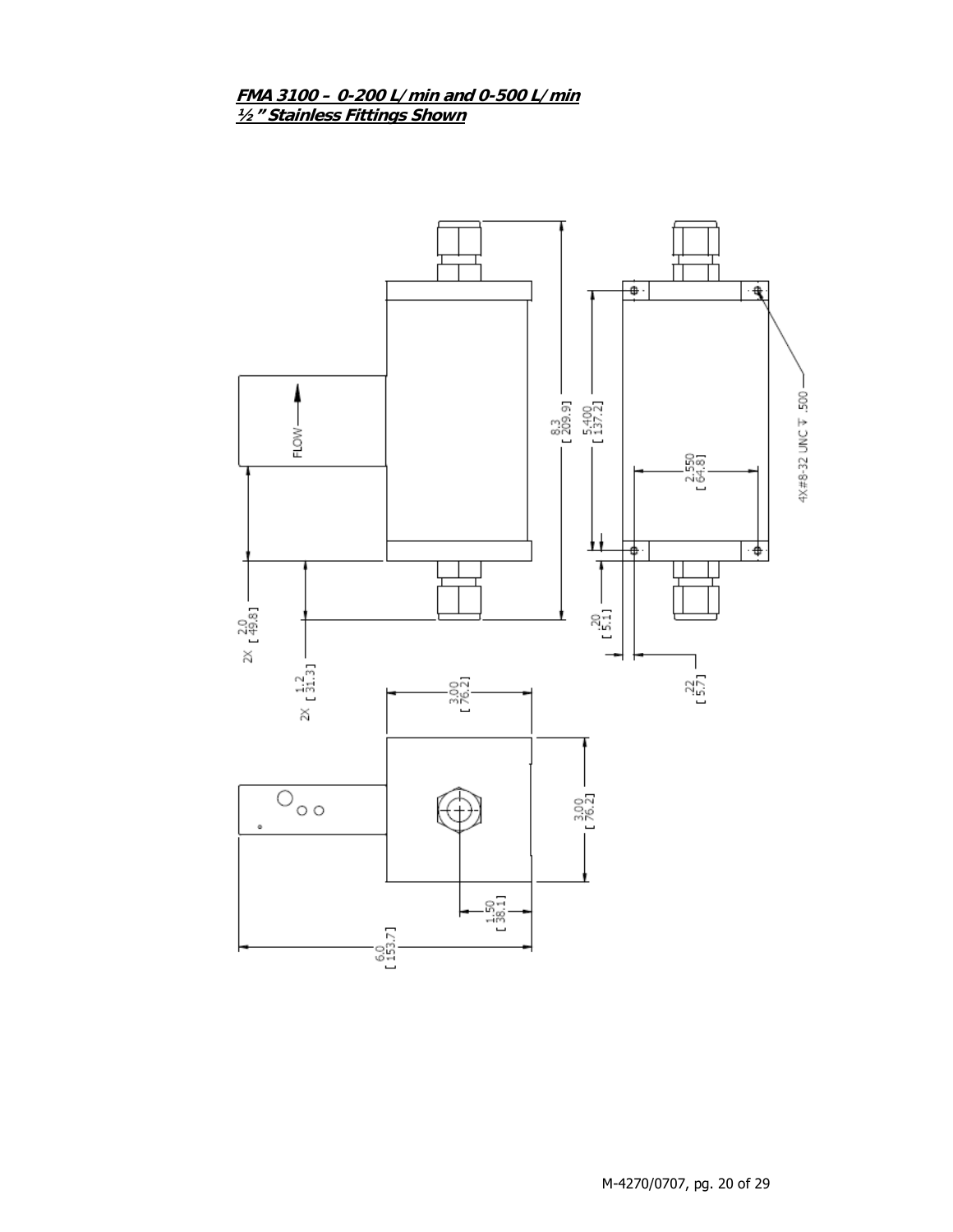**FMA 3100 – 0-200 L/min and 0-500 L/min**
**½" Stainless Fittings Shown**

FLOW

8.3 [ 209.9]

5.400 [ 137.2]

2.550 [ 64.8]

4X #8-32 UNC ↧ .500

2X 2.0 [ 49.8]

2X 1.2 [ 31.3]

.20 [ 5.1]

.22 [ 5.7]

3.00 [ 76.2]

3.00 [ 76.2]

1.50 [ 38.1]

6.0 [ 153.7]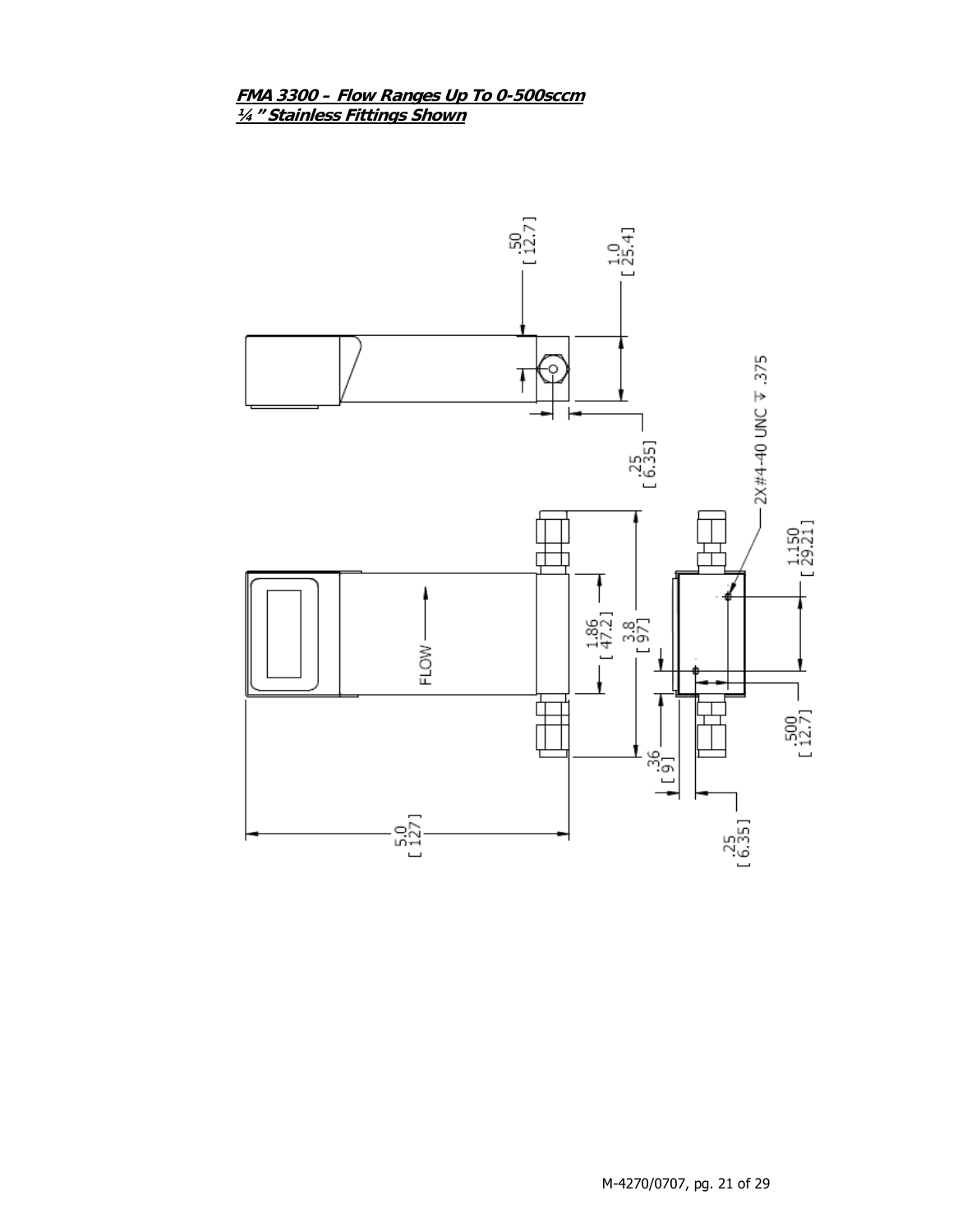***FMA 3300 – Flow Ranges Up To 0-500sccm***
***¼" Stainless Fittings Shown***

.50
[ 12.7 ]

1.0
[ 25.4 ]

.25
[ 6.35 ]

2X#4-40 UNC ⊽ .375

FLOW

1.86
[ 47.2 ]

3.8
[ 97 ]

1.150
[ 29.21 ]

.36
[ 9 ]

.500
[ 12.7 ]

5.0
[ 127 ]

.25
[ 6.35 ]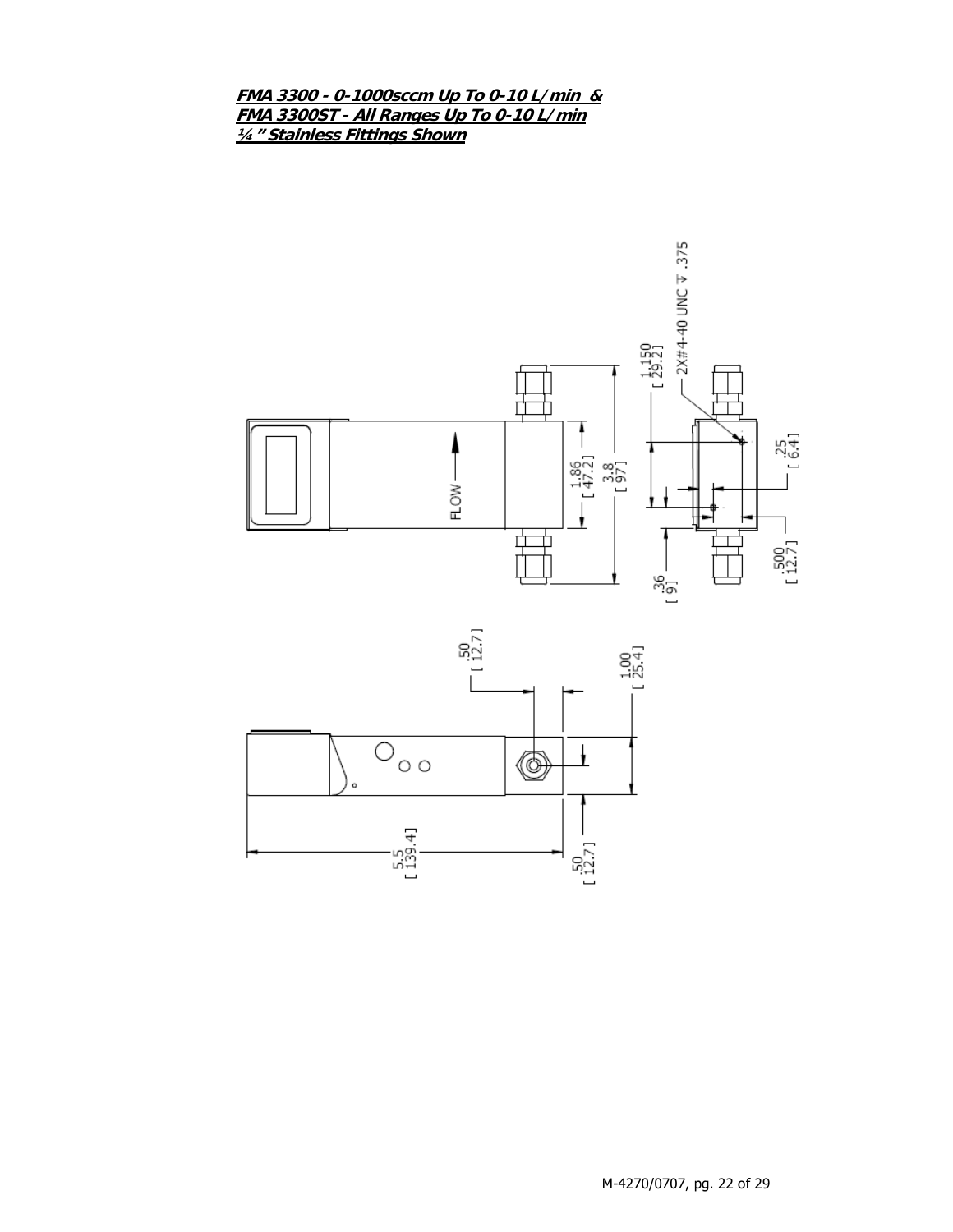**FMA 3300 - 0-1000sccm Up To 0-10 L/min &**
**FMA 3300ST - All Ranges Up To 0-10 L/min**
**¼" Stainless Fittings Shown**

FLOW

1.86 [ 47.2]

3.8 [ 97]

1.150 [ 29.21]

2X#4-40 UNC ↧ .375

.25 [ 6.4]

.36 [ 9]

.500 [ 12.7]

.50 [ 12.7]

1.00 [ 25.4]

5.5 [ 139.4]

.50 [ 12.7]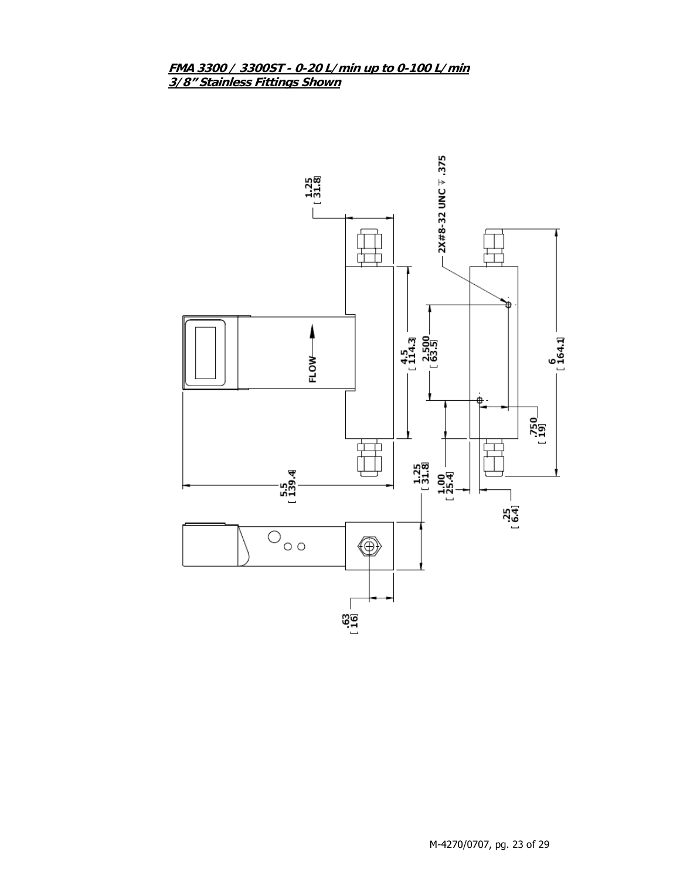**_FMA 3300 / 3300ST - 0-20 L/min up to 0-100 L/min_**
**_3/8" Stainless Fittings Shown_**

1.25 [31.8]

2X#8-32 UNC ⊽ .375

FLOW

4.5 [114.3]

2.500 [63.5]

6 [164.1]

.750 [19]

5.5 [139.4]

1.25 [31.8]

1.00 [25.4]

.25 [6.4]

.63 [16]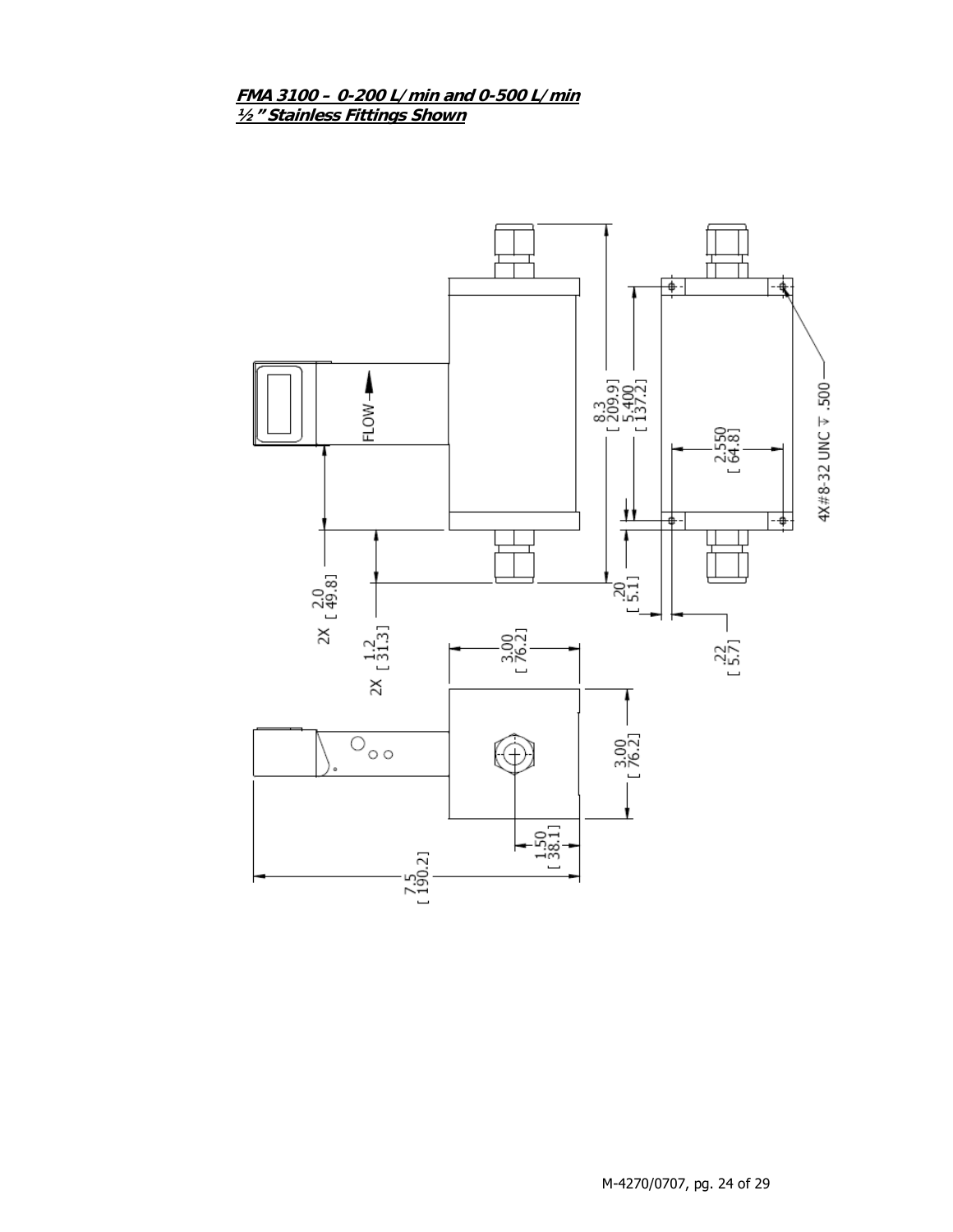**FMA 3100 – 0-200 L/min and 0-500 L/min**
**½" Stainless Fittings Shown**

FLOW

8.3 [ 209.9 ]
5.400 [ 137.2 ]
2.550 [ 64.8 ]
4X #8-32 UNC ⊽ .500
2X 2.0 [ 49.8 ]
2X 1.2 [ 31.3 ]
.20 [ 5.1 ]
.22 [ 5.7 ]
3.00 [ 76.2 ]
3.00 [ 76.2 ]
1.50 [ 38.1 ]
7.5 [ 190.2 ]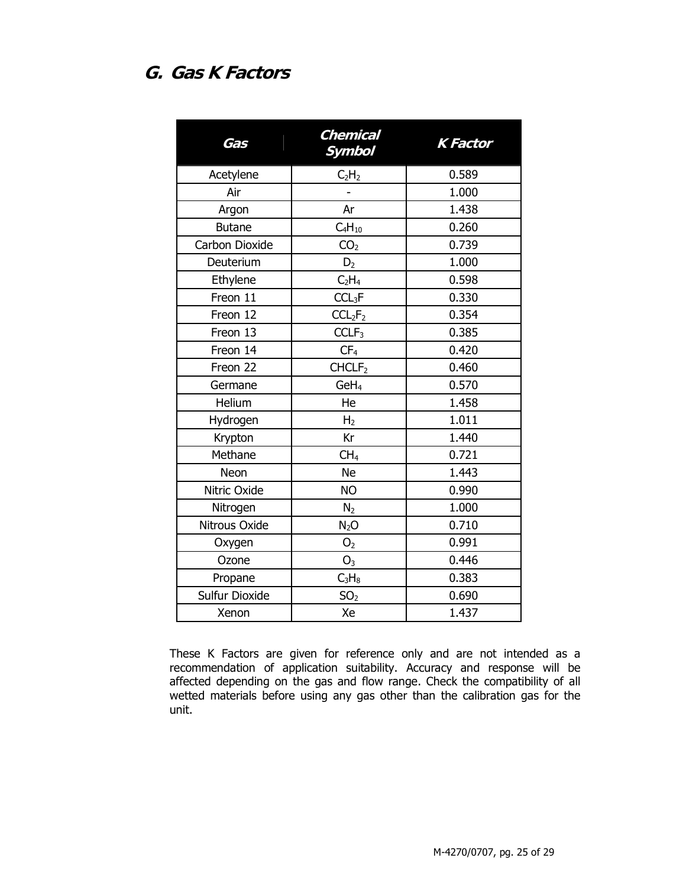## G. Gas K Factors

| Gas | Chemical Symbol | K Factor |
|---|---|---|
| Acetylene | $C_2H_2$ | 0.589 |
| Air | - | 1.000 |
| Argon | Ar | 1.438 |
| Butane | $C_4H_{10}$ | 0.260 |
| Carbon Dioxide | $CO_2$ | 0.739 |
| Deuterium | $D_2$ | 1.000 |
| Ethylene | $C_2H_4$ | 0.598 |
| Freon 11 | $CCL_3F$ | 0.330 |
| Freon 12 | $CCL_2F_2$ | 0.354 |
| Freon 13 | $CCLF_3$ | 0.385 |
| Freon 14 | $CF_4$ | 0.420 |
| Freon 22 | $CHCLF_2$ | 0.460 |
| Germane | $GeH_4$ | 0.570 |
| Helium | He | 1.458 |
| Hydrogen | $H_2$ | 1.011 |
| Krypton | Kr | 1.440 |
| Methane | $CH_4$ | 0.721 |
| Neon | Ne | 1.443 |
| Nitric Oxide | NO | 0.990 |
| Nitrogen | $N_2$ | 1.000 |
| Nitrous Oxide | $N_2O$ | 0.710 |
| Oxygen | $O_2$ | 0.991 |
| Ozone | $O_3$ | 0.446 |
| Propane | $C_3H_8$ | 0.383 |
| Sulfur Dioxide | $SO_2$ | 0.690 |
| Xenon | Xe | 1.437 |

These K Factors are given for reference only and are not intended as a recommendation of application suitability. Accuracy and response will be affected depending on the gas and flow range. Check the compatibility of all wetted materials before using any gas other than the calibration gas for the unit.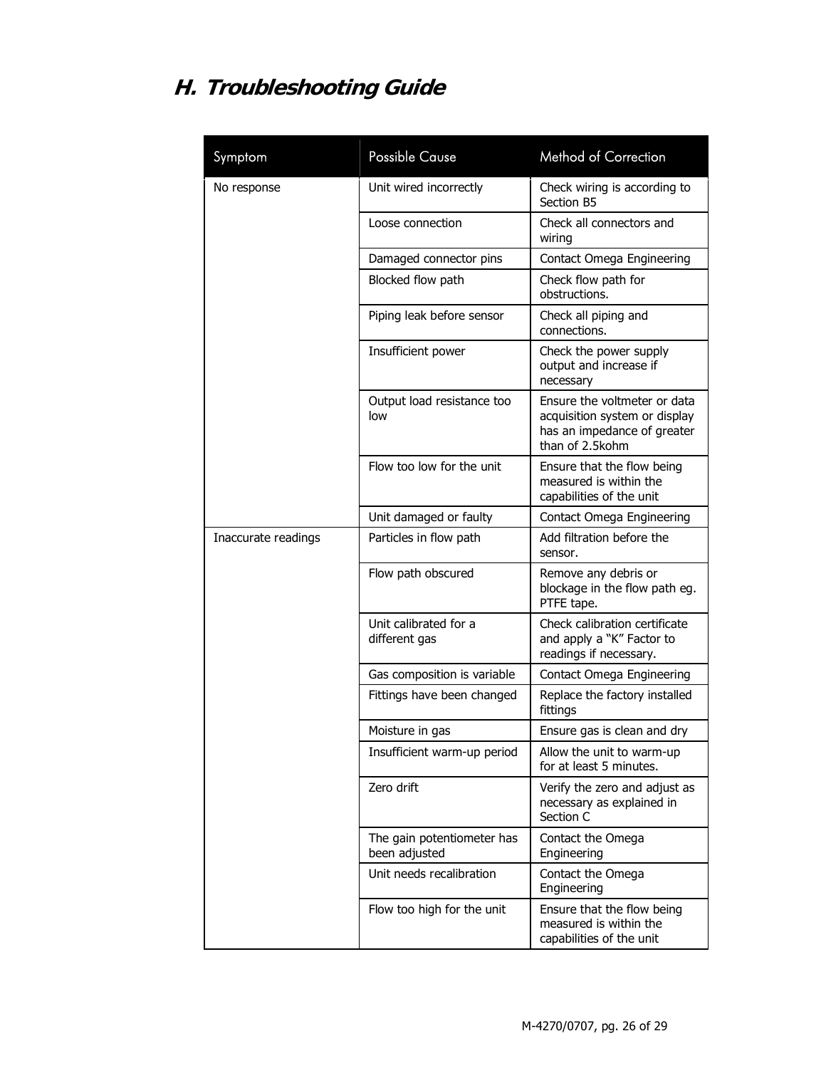## *H. Troubleshooting Guide*

| Symptom | Possible Cause | Method of Correction |
|---|---|---|
| No response | Unit wired incorrectly | Check wiring is according to Section B5 |
| | Loose connection | Check all connectors and wiring |
| | Damaged connector pins | Contact Omega Engineering |
| | Blocked flow path | Check flow path for obstructions. |
| | Piping leak before sensor | Check all piping and connections. |
| | Insufficient power | Check the power supply output and increase if necessary |
| | Output load resistance too low | Ensure the voltmeter or data acquisition system or display has an impedance of greater than of 2.5kohm |
| | Flow too low for the unit | Ensure that the flow being measured is within the capabilities of the unit |
| | Unit damaged or faulty | Contact Omega Engineering |
| Inaccurate readings | Particles in flow path | Add filtration before the sensor. |
| | Flow path obscured | Remove any debris or blockage in the flow path eg. PTFE tape. |
| | Unit calibrated for a different gas | Check calibration certificate and apply a "K" Factor to readings if necessary. |
| | Gas composition is variable | Contact Omega Engineering |
| | Fittings have been changed | Replace the factory installed fittings |
| | Moisture in gas | Ensure gas is clean and dry |
| | Insufficient warm-up period | Allow the unit to warm-up for at least 5 minutes. |
| | Zero drift | Verify the zero and adjust as necessary as explained in Section C |
| | The gain potentiometer has been adjusted | Contact the Omega Engineering |
| | Unit needs recalibration | Contact the Omega Engineering |
| | Flow too high for the unit | Ensure that the flow being measured is within the capabilities of the unit |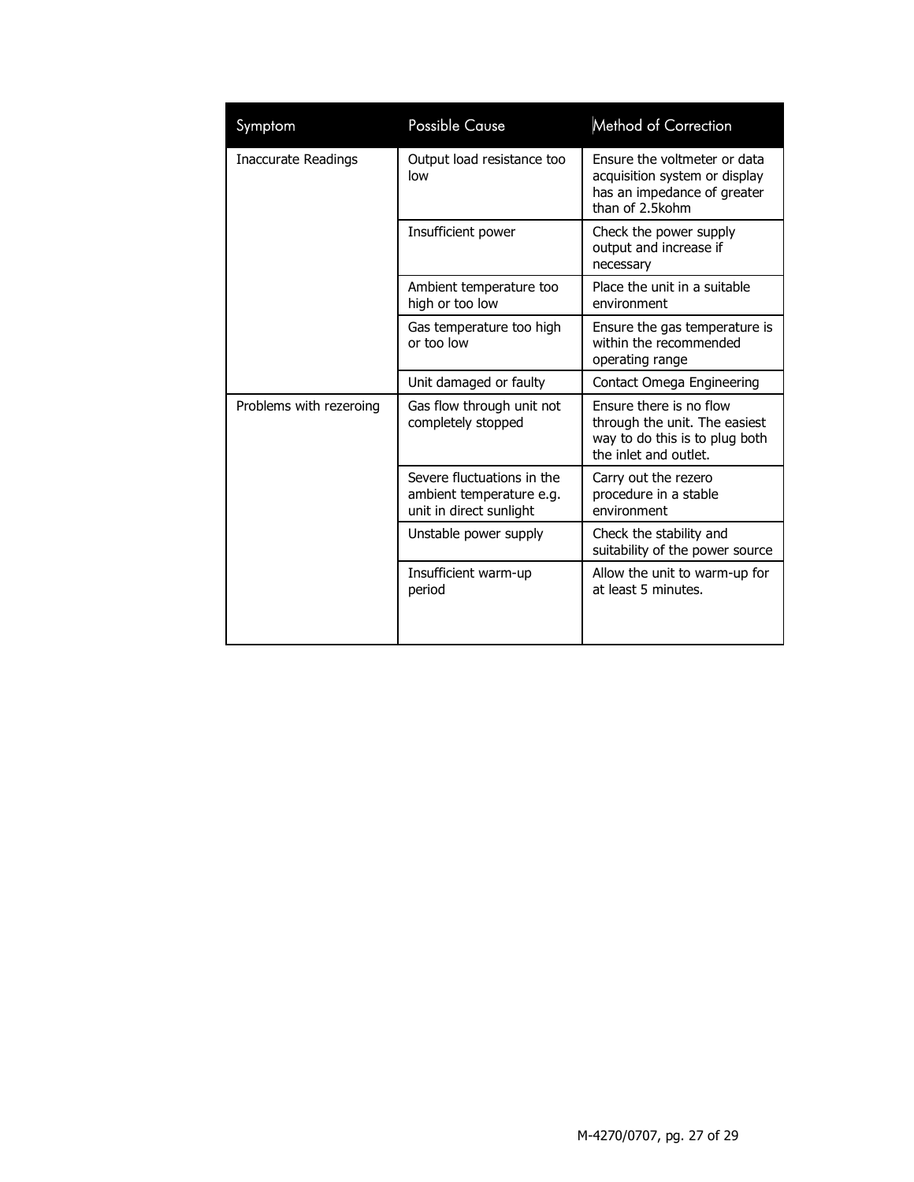| Symptom | Possible Cause | Method of Correction |
|---|---|---|
| Inaccurate Readings | Output load resistance too low | Ensure the voltmeter or data acquisition system or display has an impedance of greater than of 2.5kohm |
| | Insufficient power | Check the power supply output and increase if necessary |
| | Ambient temperature too high or too low | Place the unit in a suitable environment |
| | Gas temperature too high or too low | Ensure the gas temperature is within the recommended operating range |
| | Unit damaged or faulty | Contact Omega Engineering |
| Problems with rezeroing | Gas flow through unit not completely stopped | Ensure there is no flow through the unit. The easiest way to do this is to plug both the inlet and outlet. |
| | Severe fluctuations in the ambient temperature e.g. unit in direct sunlight | Carry out the rezero procedure in a stable environment |
| | Unstable power supply | Check the stability and suitability of the power source |
| | Insufficient warm-up period | Allow the unit to warm-up for at least 5 minutes. |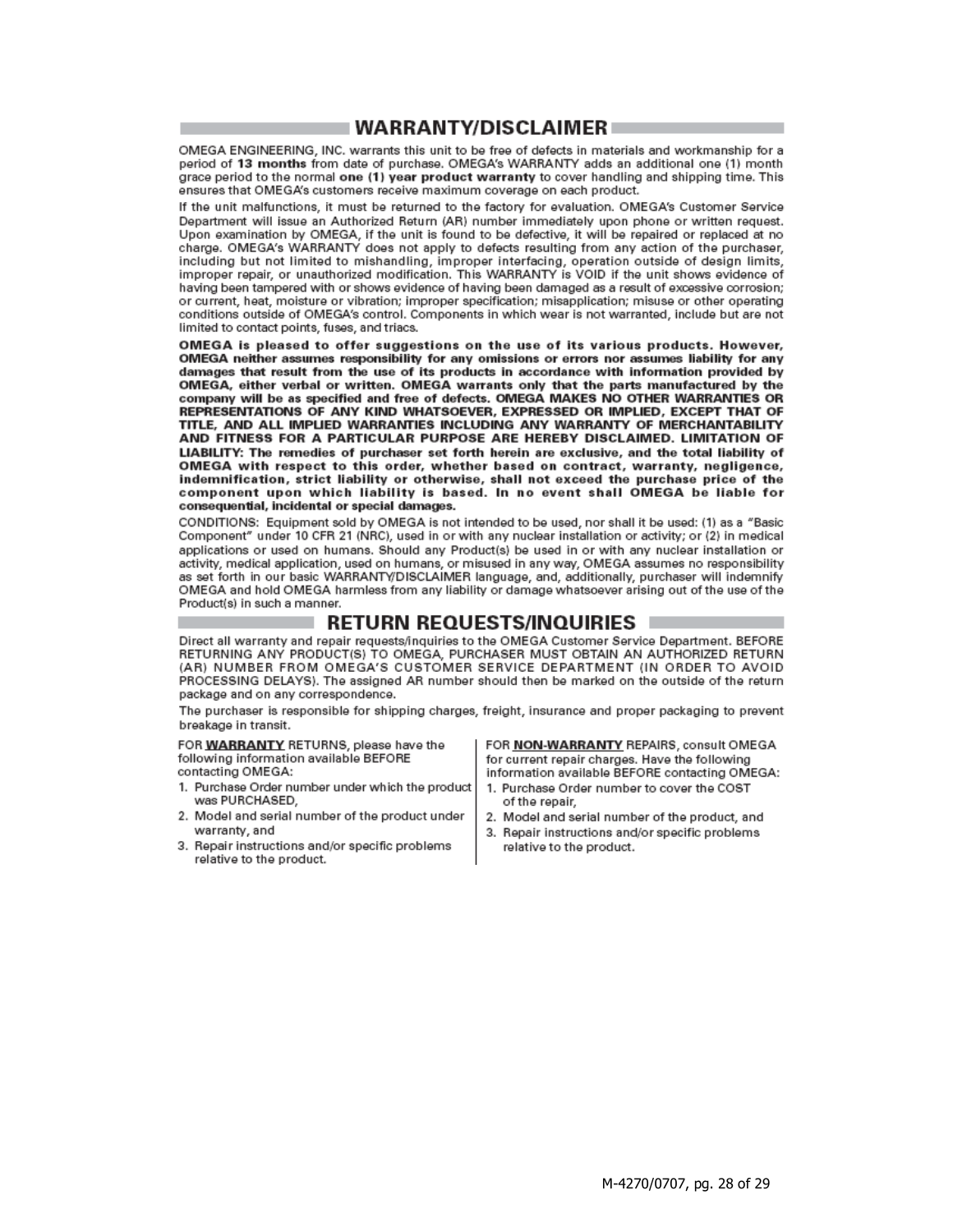## WARRANTY/DISCLAIMER

OMEGA ENGINEERING, INC. warrants this unit to be free of defects in materials and workmanship for a period of **13 months** from date of purchase. OMEGA's WARRANTY adds an additional one (1) month grace period to the normal **one (1) year product warranty** to cover handling and shipping time. This ensures that OMEGA's customers receive maximum coverage on each product.

If the unit malfunctions, it must be returned to the factory for evaluation. OMEGA's Customer Service Department will issue an Authorized Return (AR) number immediately upon phone or written request. Upon examination by OMEGA, if the unit is found to be defective, it will be repaired or replaced at no charge. OMEGA's WARRANTY does not apply to defects resulting from any action of the purchaser, including but not limited to mishandling, improper interfacing, operation outside of design limits, improper repair, or unauthorized modification. This WARRANTY is VOID if the unit shows evidence of having been tampered with or shows evidence of having been damaged as a result of excessive corrosion; or current, heat, moisture or vibration; improper specification; misapplication; misuse or other operating conditions outside of OMEGA's control. Components in which wear is not warranted, include but are not limited to contact points, fuses, and triacs.

**OMEGA is pleased to offer suggestions on the use of its various products. However, OMEGA neither assumes responsibility for any omissions or errors nor assumes liability for any damages that result from the use of its products in accordance with information provided by OMEGA, either verbal or written. OMEGA warrants only that the parts manufactured by the company will be as specified and free of defects. OMEGA MAKES NO OTHER WARRANTIES OR REPRESENTATIONS OF ANY KIND WHATSOEVER, EXPRESSED OR IMPLIED, EXCEPT THAT OF TITLE, AND ALL IMPLIED WARRANTIES INCLUDING ANY WARRANTY OF MERCHANTABILITY AND FITNESS FOR A PARTICULAR PURPOSE ARE HEREBY DISCLAIMED. LIMITATION OF LIABILITY: The remedies of purchaser set forth herein are exclusive, and the total liability of OMEGA with respect to this order, whether based on contract, warranty, negligence, indemnification, strict liability or otherwise, shall not exceed the purchase price of the component upon which liability is based. In no event shall OMEGA be liable for consequential, incidental or special damages.**

CONDITIONS: Equipment sold by OMEGA is not intended to be used, nor shall it be used: (1) as a "Basic Component" under 10 CFR 21 (NRC), used in or with any nuclear installation or activity; or (2) in medical applications or used on humans. Should any Product(s) be used in or with any nuclear installation or activity, medical application, used on humans, or misused in any way, OMEGA assumes no responsibility as set forth in our basic WARRANTY/DISCLAIMER language, and, additionally, purchaser will indemnify OMEGA and hold OMEGA harmless from any liability or damage whatsoever arising out of the use of the Product(s) in such a manner.

## RETURN REQUESTS/INQUIRIES

Direct all warranty and repair requests/inquiries to the OMEGA Customer Service Department. BEFORE RETURNING ANY PRODUCT(S) TO OMEGA, PURCHASER MUST OBTAIN AN AUTHORIZED RETURN (AR) NUMBER FROM OMEGA'S CUSTOMER SERVICE DEPARTMENT (IN ORDER TO AVOID PROCESSING DELAYS). The assigned AR number should then be marked on the outside of the return package and on any correspondence.

The purchaser is responsible for shipping charges, freight, insurance and proper packaging to prevent breakage in transit.

FOR **WARRANTY** RETURNS, please have the following information available BEFORE contacting OMEGA:

1. Purchase Order number under which the product was PURCHASED,
2. Model and serial number of the product under warranty, and
3. Repair instructions and/or specific problems relative to the product.

FOR **NON-WARRANTY** REPAIRS, consult OMEGA for current repair charges. Have the following information available BEFORE contacting OMEGA:

1. Purchase Order number to cover the COST of the repair,
2. Model and serial number of the product, and
3. Repair instructions and/or specific problems relative to the product.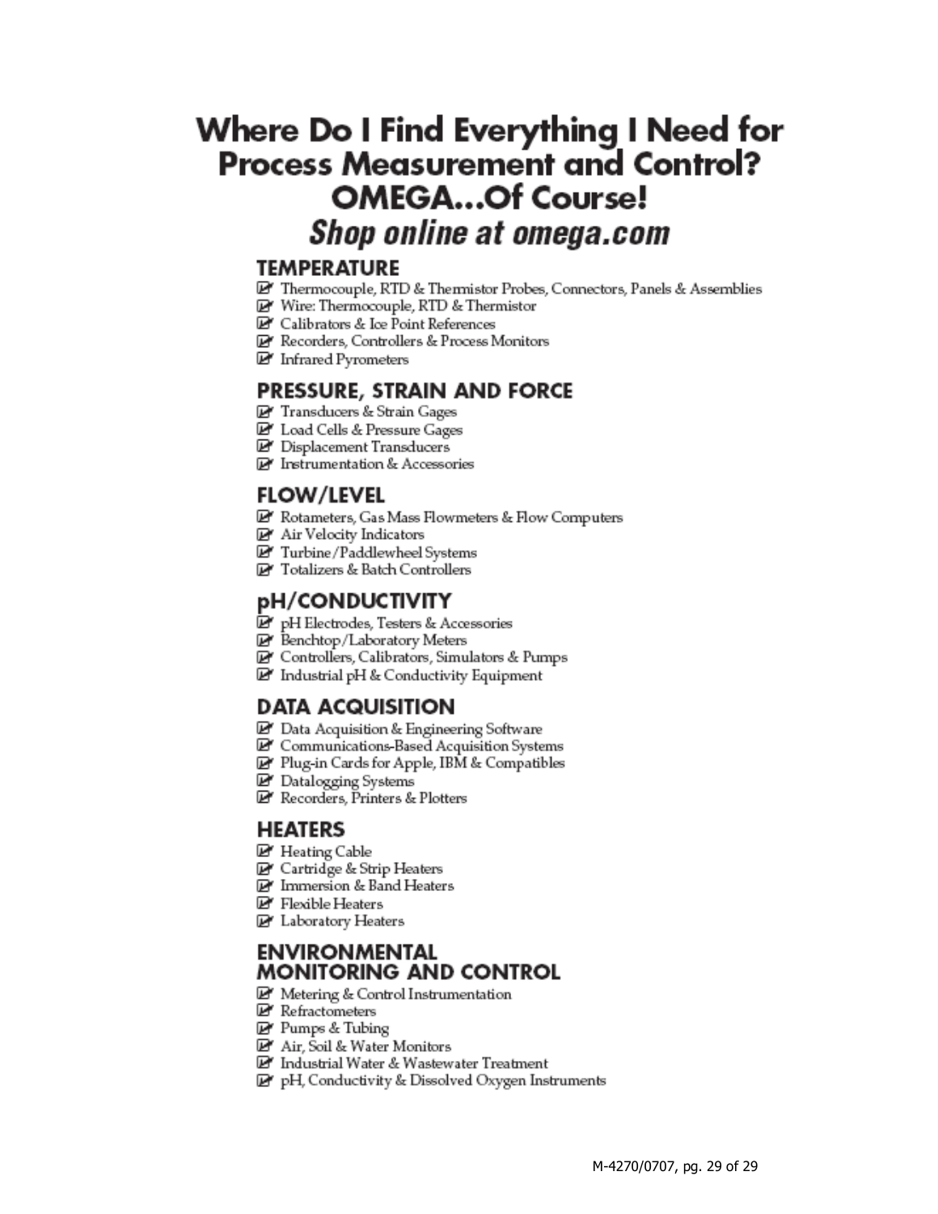# Where Do I Find Everything I Need for Process Measurement and Control? OMEGA...Of Course!

## *Shop online at omega.com*

### TEMPERATURE

- Thermocouple, RTD & Thermistor Probes, Connectors, Panels & Assemblies
- Wire: Thermocouple, RTD & Thermistor
- Calibrators & Ice Point References
- Recorders, Controllers & Process Monitors
- Infrared Pyrometers

### PRESSURE, STRAIN AND FORCE

- Transducers & Strain Gages
- Load Cells & Pressure Gages
- Displacement Transducers
- Instrumentation & Accessories

### FLOW/LEVEL

- Rotameters, Gas Mass Flowmeters & Flow Computers
- Air Velocity Indicators
- Turbine/Paddlewheel Systems
- Totalizers & Batch Controllers

### pH/CONDUCTIVITY

- pH Electrodes, Testers & Accessories
- Benchtop/Laboratory Meters
- Controllers, Calibrators, Simulators & Pumps
- Industrial pH & Conductivity Equipment

### DATA ACQUISITION

- Data Acquisition & Engineering Software
- Communications-Based Acquisition Systems
- Plug-in Cards for Apple, IBM & Compatibles
- Datalogging Systems
- Recorders, Printers & Plotters

### HEATERS

- Heating Cable
- Cartridge & Strip Heaters
- Immersion & Band Heaters
- Flexible Heaters
- Laboratory Heaters

### ENVIRONMENTAL MONITORING AND CONTROL

- Metering & Control Instrumentation
- Refractometers
- Pumps & Tubing
- Air, Soil & Water Monitors
- Industrial Water & Wastewater Treatment
- pH, Conductivity & Dissolved Oxygen Instruments